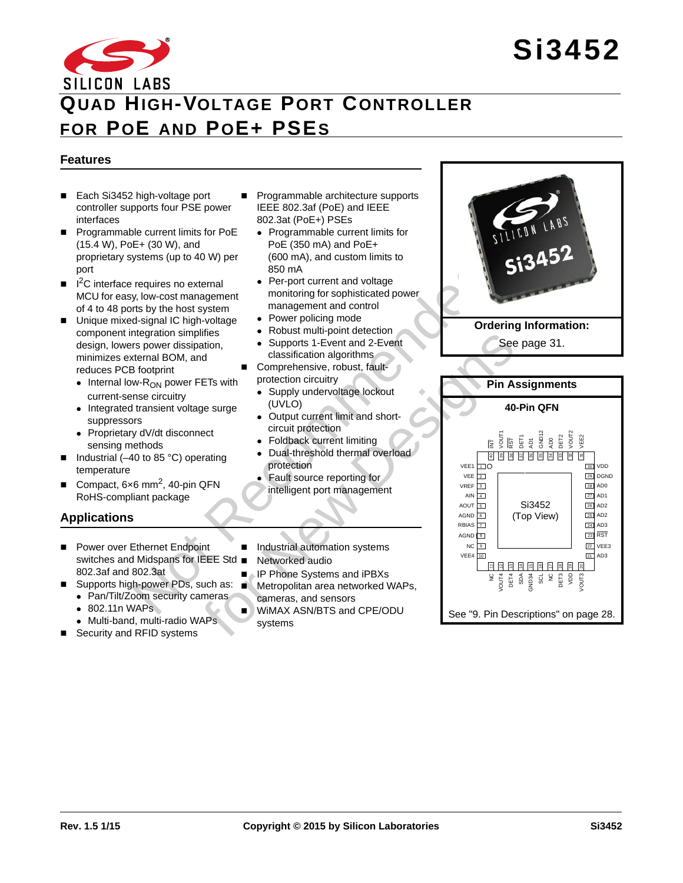# Si3452

# QUAD HIGH-VOLTAGE PORT CONTROLLER FOR POE AND POE+ PSES

## Features

- Each Si3452 high-voltage port controller supports four PSE power interfaces
- Programmable current limits for PoE (15.4 W), PoE+ (30 W), and proprietary systems (up to 40 W) per port
- I[2]C interface requires no external MCU for easy, low-cost management of 4 to 48 ports by the host system
- Unique mixed-signal IC high-voltage component integration simplifies design, lowers power dissipation, minimizes external BOM, and reduces PCB footprint
  - Internal low-$R_{ON}$ power FETs with current-sense circuitry
  - Integrated transient voltage surge suppressors
  - Proprietary dV/dt disconnect sensing methods
- Industrial (–40 to 85 °C) operating temperature
- Compact, 6×6 mm[2], 40-pin QFN RoHS-compliant package
- Programmable architecture supports IEEE 802.3af (PoE) and IEEE 802.3at (PoE+) PSEs
  - Programmable current limits for PoE (350 mA) and PoE+ (600 mA), and custom limits to 850 mA
  - Per-port current and voltage monitoring for sophisticated power management and control
  - Power policing mode
  - Robust multi-point detection
  - Supports 1-Event and 2-Event classification algorithms
- Comprehensive, robust, fault-protection circuitry
  - Supply undervoltage lockout (UVLO)
  - Output current limit and short-circuit protection
  - Foldback current limiting
  - Dual-threshold thermal overload protection
  - Fault source reporting for intelligent port management

## Applications

- Power over Ethernet Endpoint switches and Midspans for IEEE Std 802.3af and 802.3at
- Supports high-power PDs, such as:
  - Pan/Tilt/Zoom security cameras
  - 802.11n WAPs
  - Multi-band, multi-radio WAPs
- Security and RFID systems
- Industrial automation systems
- Networked audio
- IP Phone Systems and iPBXs
- Metropolitan area networked WAPs, cameras, and sensors
- WiMAX ASN/BTS and CPE/ODU systems

**Ordering Information:**

See page 31.

**Pin Assignments**

**40-Pin QFN**

Si3452 (Top View)

| Pin | Name | Pin | Name |
|---|---|---|---|
| 1 | VEE1 | 21 | AD3 |
| 2 | VEE | 22 | VEE3 |
| 3 | VREF | 23 | RST |
| 4 | AIN | 24 | AD3 |
| 5 | AOUT | 25 | AD2 |
| 6 | AGND | 26 | AD2 |
| 7 | RBIAS | 27 | AD1 |
| 8 | AGND | 28 | AD0 |
| 9 | NC | 29 | DGND |
| 10 | VEE4 | 30 | VDD |
| 11 | NC | 31 | VEE2 |
| 12 | VOUT4 | 32 | VOUT2 |
| 13 | DET4 | 33 | DET2 |
| 14 | SDA | 34 | AD0 |
| 15 | GND34 | 35 | AD1 |
| 16 | SCL | 36 | GND12 |
| 17 | NC | 37 | DET1 |
| 18 | DET3 | 38 | RST |
| 19 | VDD | 39 | VOUT1 |
| 20 | VOUT3 | 40 | INT |

See "9. Pin Descriptions" on page 28.

Not Recommended for New Designs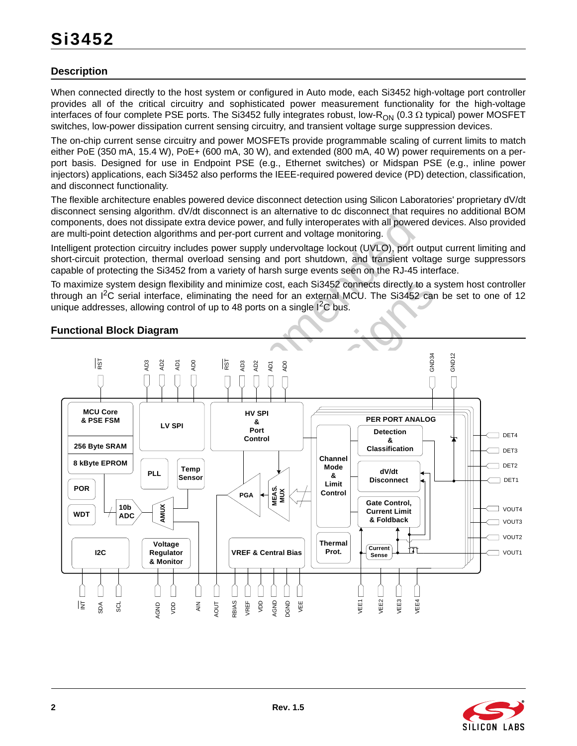## Description

When connected directly to the host system or configured in Auto mode, each Si3452 high-voltage port controller provides all of the critical circuitry and sophisticated power measurement functionality for the high-voltage interfaces of four complete PSE ports. The Si3452 fully integrates robust, low-$R_{ON}$ (0.3 $\Omega$ typical) power MOSFET switches, low-power dissipation current sensing circuitry, and transient voltage surge suppression devices.

The on-chip current sense circuitry and power MOSFETs provide programmable scaling of current limits to match either PoE (350 mA, 15.4 W), PoE+ (600 mA, 30 W), and extended (800 mA, 40 W) power requirements on a per-port basis. Designed for use in Endpoint PSE (e.g., Ethernet switches) or Midspan PSE (e.g., inline power injectors) applications, each Si3452 also performs the IEEE-required powered device (PD) detection, classification, and disconnect functionality.

The flexible architecture enables powered device disconnect detection using Silicon Laboratories' proprietary dV/dt disconnect sensing algorithm. dV/dt disconnect is an alternative to dc disconnect that requires no additional BOM components, does not dissipate extra device power, and fully interoperates with all powered devices. Also provided are multi-point detection algorithms and per-port current and voltage monitoring.

Intelligent protection circuitry includes power supply undervoltage lockout (UVLO), port output current limiting and short-circuit protection, thermal overload sensing and port shutdown, and transient voltage surge suppressors capable of protecting the Si3452 from a variety of harsh surge events seen on the RJ-45 interface.

To maximize system design flexibility and minimize cost, each Si3452 connects directly to a system host controller through an $I^2C$ serial interface, eliminating the need for an external MCU. The Si3452 can be set to one of 12 unique addresses, allowing control of up to 48 ports on a single $I^2C$ bus.

## Functional Block Diagram

RST, AD3, AD2, AD1, AD0, RST, AD3, AD2, AD1, AD0, GND34, GND12

MCU Core & PSE FSM | 256 Byte SRAM | 8 kByte EPROM | POR | WDT | LV SPI | PLL | Temp Sensor | 10b ADC | AMUX | HV SPI & Port Control | PGA | MEAS. MUX | PER PORT ANALOG | Channel Mode & Limit Control | Detection & Classification | dV/dt Disconnect | Gate Control, Current Limit & Foldback | Thermal Prot. | Current Sense | I2C | Voltage Regulator & Monitor | VREF & Central Bias

DET4, DET3, DET2, DET1, VOUT4, VOUT3, VOUT2, VOUT1

INT, SDA, SCL, AGND, VDD, AIN, AOUT, RBIAS, VREF, VDD, AGND, DGND, VEE, VEE1, VEE2, VEE3, VEE4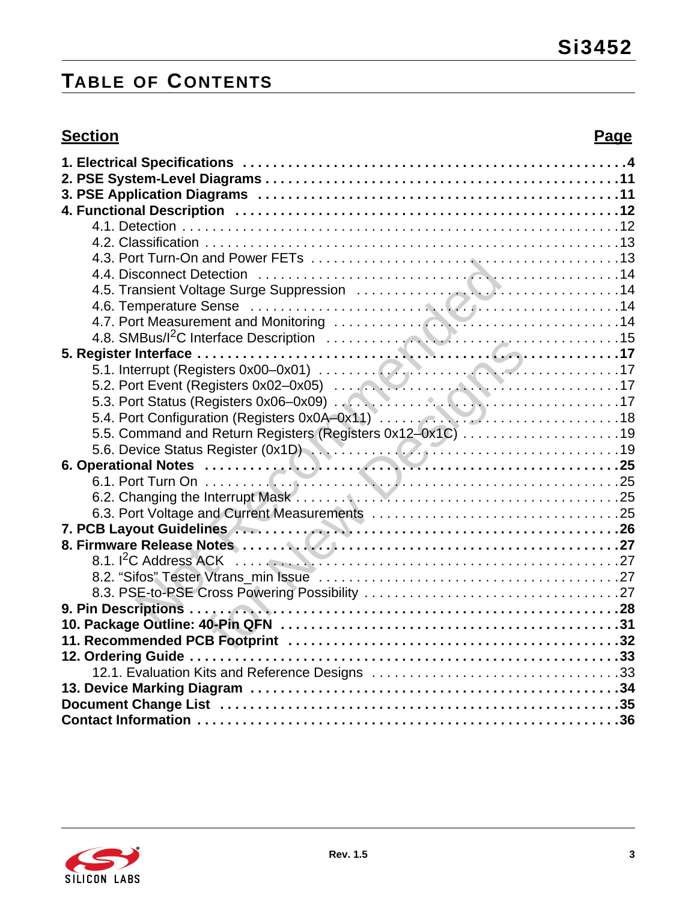# Table of Contents

| Section | Page |
|---|---|
| **1. Electrical Specifications** | **4** |
| **2. PSE System-Level Diagrams** | **11** |
| **3. PSE Application Diagrams** | **11** |
| **4. Functional Description** | **12** |
| 4.1. Detection | 12 |
| 4.2. Classification | 13 |
| 4.3. Port Turn-On and Power FETs | 13 |
| 4.4. Disconnect Detection | 14 |
| 4.5. Transient Voltage Surge Suppression | 14 |
| 4.6. Temperature Sense | 14 |
| 4.7. Port Measurement and Monitoring | 14 |
| 4.8. SMBus/I$^2$C Interface Description | 15 |
| **5. Register Interface** | **17** |
| 5.1. Interrupt (Registers 0x00–0x01) | 17 |
| 5.2. Port Event (Registers 0x02–0x05) | 17 |
| 5.3. Port Status (Registers 0x06–0x09) | 17 |
| 5.4. Port Configuration (Registers 0x0A–0x11) | 18 |
| 5.5. Command and Return Registers (Registers 0x12–0x1C) | 19 |
| 5.6. Device Status Register (0x1D) | 19 |
| **6. Operational Notes** | **25** |
| 6.1. Port Turn On | 25 |
| 6.2. Changing the Interrupt Mask | 25 |
| 6.3. Port Voltage and Current Measurements | 25 |
| **7. PCB Layout Guidelines** | **26** |
| **8. Firmware Release Notes** | **27** |
| 8.1. I$^2$C Address ACK | 27 |
| 8.2. “Sifos” Tester Vtrans_min Issue | 27 |
| 8.3. PSE-to-PSE Cross Powering Possibility | 27 |
| **9. Pin Descriptions** | **28** |
| **10. Package Outline: 40-Pin QFN** | **31** |
| **11. Recommended PCB Footprint** | **32** |
| **12. Ordering Guide** | **33** |
| 12.1. Evaluation Kits and Reference Designs | 33 |
| **13. Device Marking Diagram** | **34** |
| **Document Change List** | **35** |
| **Contact Information** | **36** |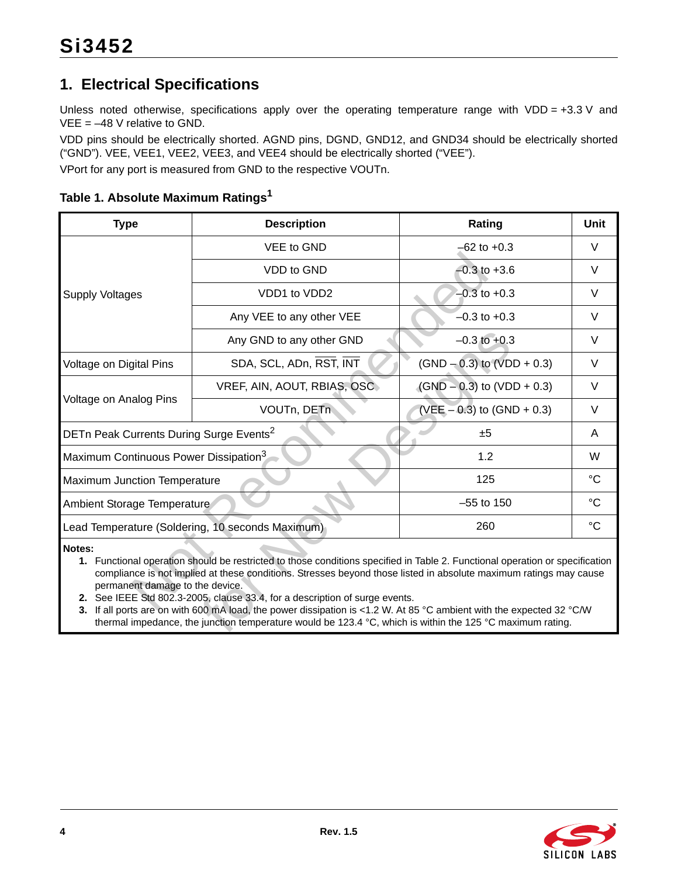## 1. Electrical Specifications

Unless noted otherwise, specifications apply over the operating temperature range with VDD = +3.3 V and VEE = –48 V relative to GND.

VDD pins should be electrically shorted. AGND pins, DGND, GND12, and GND34 should be electrically shorted ("GND"). VEE, VEE1, VEE2, VEE3, and VEE4 should be electrically shorted ("VEE").

VPort for any port is measured from GND to the respective VOUTn.

**Table 1. Absolute Maximum Ratings[1]**

| Type | Description | Rating | Unit |
|---|---|---|---|
| Supply Voltages | VEE to GND | –62 to +0.3 | V |
| | VDD to GND | –0.3 to +3.6 | V |
| | VDD1 to VDD2 | –0.3 to +0.3 | V |
| | Any VEE to any other VEE | –0.3 to +0.3 | V |
| | Any GND to any other GND | –0.3 to +0.3 | V |
| Voltage on Digital Pins | SDA, SCL, ADn, $\overline{RST}$, $\overline{INT}$ | (GND – 0.3) to (VDD + 0.3) | V |
| Voltage on Analog Pins | VREF, AIN, AOUT, RBIAS, OSC | (GND – 0.3) to (VDD + 0.3) | V |
| | VOUTn, DETn | (VEE – 0.3) to (GND + 0.3) | V |
| DETn Peak Currents During Surge Events[2] | | ±5 | A |
| Maximum Continuous Power Dissipation[3] | | 1.2 | W |
| Maximum Junction Temperature | | 125 | °C |
| Ambient Storage Temperature | | –55 to 150 | °C |
| Lead Temperature (Soldering, 10 seconds Maximum) | | 260 | °C |

**Notes:**

1. Functional operation should be restricted to those conditions specified in Table 2. Functional operation or specification compliance is not implied at these conditions. Stresses beyond those listed in absolute maximum ratings may cause permanent damage to the device.
2. See IEEE Std 802.3-2005, clause 33.4, for a description of surge events.
3. If all ports are on with 600 mA load, the power dissipation is <1.2 W. At 85 °C ambient with the expected 32 °C/W thermal impedance, the junction temperature would be 123.4 °C, which is within the 125 °C maximum rating.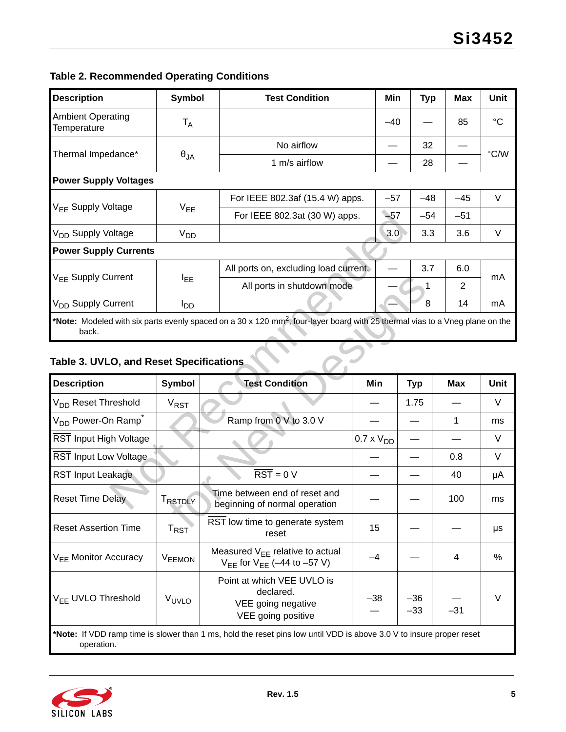## Table 2. Recommended Operating Conditions

| Description | Symbol | Test Condition | Min | Typ | Max | Unit |
|---|---|---|---|---|---|---|
| Ambient Operating Temperature | $T_A$ | | –40 | — | 85 | °C |
| Thermal Impedance* | $\theta_{JA}$ | No airflow | — | 32 | — | °C/W |
| | | 1 m/s airflow | — | 28 | — | |
| **Power Supply Voltages** | | | | | | |
| $V_{EE}$ Supply Voltage | $V_{EE}$ | For IEEE 802.3af (15.4 W) apps. | –57 | –48 | –45 | V |
| | | For IEEE 802.3at (30 W) apps. | –57 | –54 | –51 | |
| $V_{DD}$ Supply Voltage | $V_{DD}$ | | 3.0 | 3.3 | 3.6 | V |
| **Power Supply Currents** | | | | | | |
| $V_{EE}$ Supply Current | $I_{EE}$ | All ports on, excluding load current. | — | 3.7 | 6.0 | mA |
| | | All ports in shutdown mode | — | 1 | 2 | |
| $V_{DD}$ Supply Current | $I_{DD}$ | | — | 8 | 14 | mA |

***Note:** Modeled with six parts evenly spaced on a 30 x 120 $mm^2$, four-layer board with 25 thermal vias to a Vneg plane on the back.

## Table 3. UVLO, and Reset Specifications

| Description | Symbol | Test Condition | Min | Typ | Max | Unit |
|---|---|---|---|---|---|---|
| $V_{DD}$ Reset Threshold | $V_{RST}$ | | — | 1.75 | — | V |
| $V_{DD}$ Power-On Ramp* | | Ramp from 0 V to 3.0 V | — | — | 1 | ms |
| $\overline{RST}$ Input High Voltage | | | 0.7 x $V_{DD}$ | — | — | V |
| $\overline{RST}$ Input Low Voltage | | | — | — | 0.8 | V |
| RST Input Leakage | | $\overline{RST}$ = 0 V | — | — | 40 | µA |
| Reset Time Delay | $T_{RSTDLY}$ | Time between end of reset and beginning of normal operation | — | — | 100 | ms |
| Reset Assertion Time | $T_{RST}$ | $\overline{RST}$ low time to generate system reset | 15 | — | — | µs |
| $V_{EE}$ Monitor Accuracy | $V_{EEMON}$ | Measured $V_{EE}$ relative to actual $V_{EE}$ for $V_{EE}$ (–44 to –57 V) | –4 | — | 4 | % |
| $V_{EE}$ UVLO Threshold | $V_{UVLO}$ | Point at which VEE UVLO is declared.<br>VEE going negative<br>VEE going positive | –38<br>— | –36<br>–33 | —<br>–31 | V |

***Note:** If VDD ramp time is slower than 1 ms, hold the reset pins low until VDD is above 3.0 V to insure proper reset operation.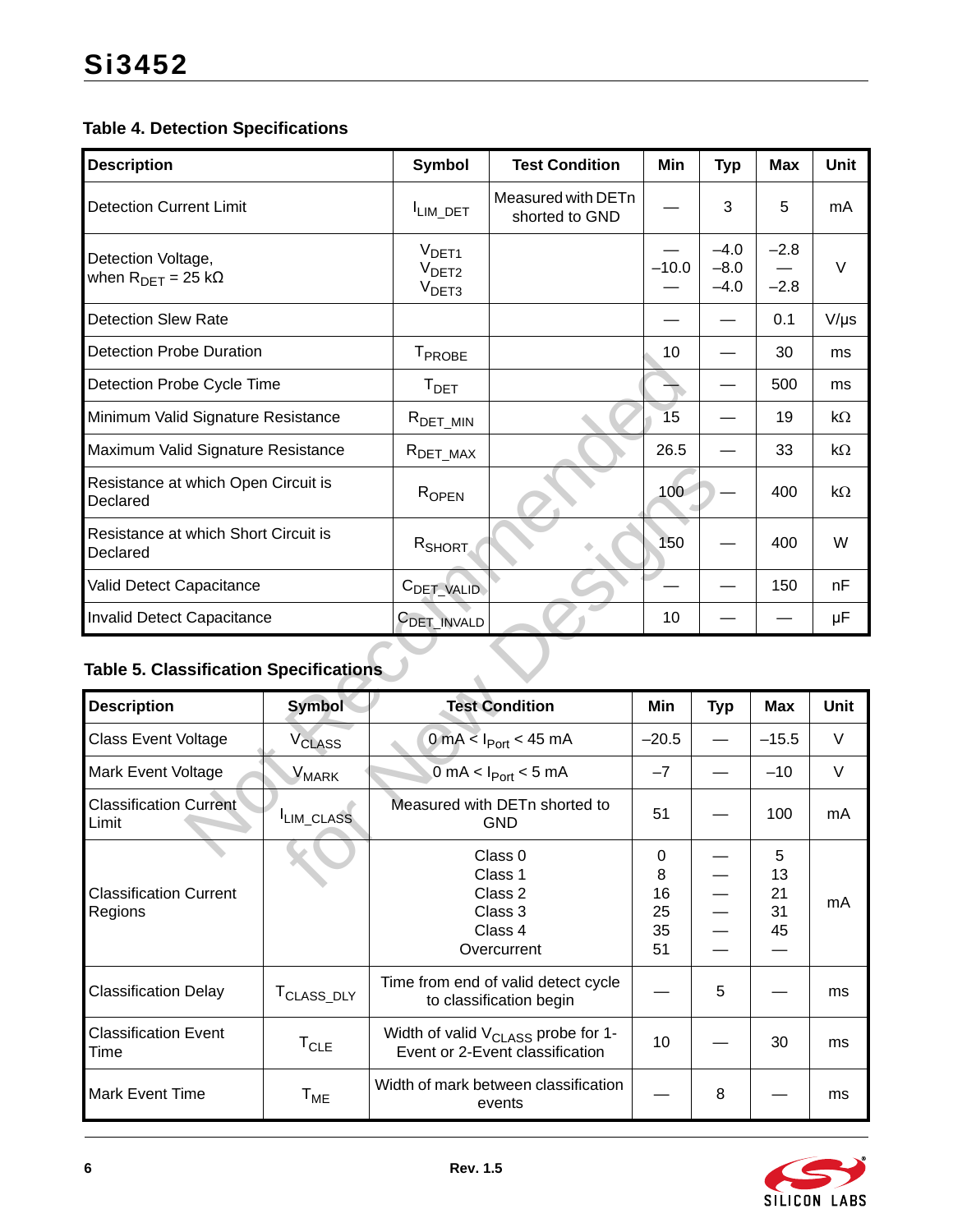### Table 4. Detection Specifications

| Description | Symbol | Test Condition | Min | Typ | Max | Unit |
|---|---|---|---|---|---|---|
| Detection Current Limit | $I_{LIM\_DET}$ | Measured with DETn shorted to GND | — | 3 | 5 | mA |
| Detection Voltage, when $R_{DET}$ = 25 kΩ | $V_{DET1}$<br>$V_{DET2}$<br>$V_{DET3}$ | | —<br>–10.0<br>— | –4.0<br>–8.0<br>–4.0 | –2.8<br>—<br>–2.8 | V |
| Detection Slew Rate | | | — | — | 0.1 | V/µs |
| Detection Probe Duration | $T_{PROBE}$ | | 10 | — | 30 | ms |
| Detection Probe Cycle Time | $T_{DET}$ | | — | — | 500 | ms |
| Minimum Valid Signature Resistance | $R_{DET\_MIN}$ | | 15 | — | 19 | kΩ |
| Maximum Valid Signature Resistance | $R_{DET\_MAX}$ | | 26.5 | — | 33 | kΩ |
| Resistance at which Open Circuit is Declared | $R_{OPEN}$ | | 100 | — | 400 | kΩ |
| Resistance at which Short Circuit is Declared | $R_{SHORT}$ | | 150 | — | 400 | W |
| Valid Detect Capacitance | $C_{DET\_VALID}$ | | — | — | 150 | nF |
| Invalid Detect Capacitance | $C_{DET\_INVALD}$ | | 10 | — | — | µF |

### Table 5. Classification Specifications

| Description | Symbol | Test Condition | Min | Typ | Max | Unit |
|---|---|---|---|---|---|---|
| Class Event Voltage | $V_{CLASS}$ | 0 mA < $I_{Port}$ < 45 mA | –20.5 | — | –15.5 | V |
| Mark Event Voltage | $V_{MARK}$ | 0 mA < $I_{Port}$ < 5 mA | –7 | — | –10 | V |
| Classification Current Limit | $I_{LIM\_CLASS}$ | Measured with DETn shorted to GND | 51 | — | 100 | mA |
| Classification Current Regions | | Class 0<br>Class 1<br>Class 2<br>Class 3<br>Class 4<br>Overcurrent | 0<br>8<br>16<br>25<br>35<br>51 | —<br>—<br>—<br>—<br>—<br>— | 5<br>13<br>21<br>31<br>45<br>— | mA |
| Classification Delay | $T_{CLASS\_DLY}$ | Time from end of valid detect cycle to classification begin | — | 5 | — | ms |
| Classification Event Time | $T_{CLE}$ | Width of valid $V_{CLASS}$ probe for 1-Event or 2-Event classification | 10 | — | 30 | ms |
| Mark Event Time | $T_{ME}$ | Width of mark between classification events | — | 8 | — | ms |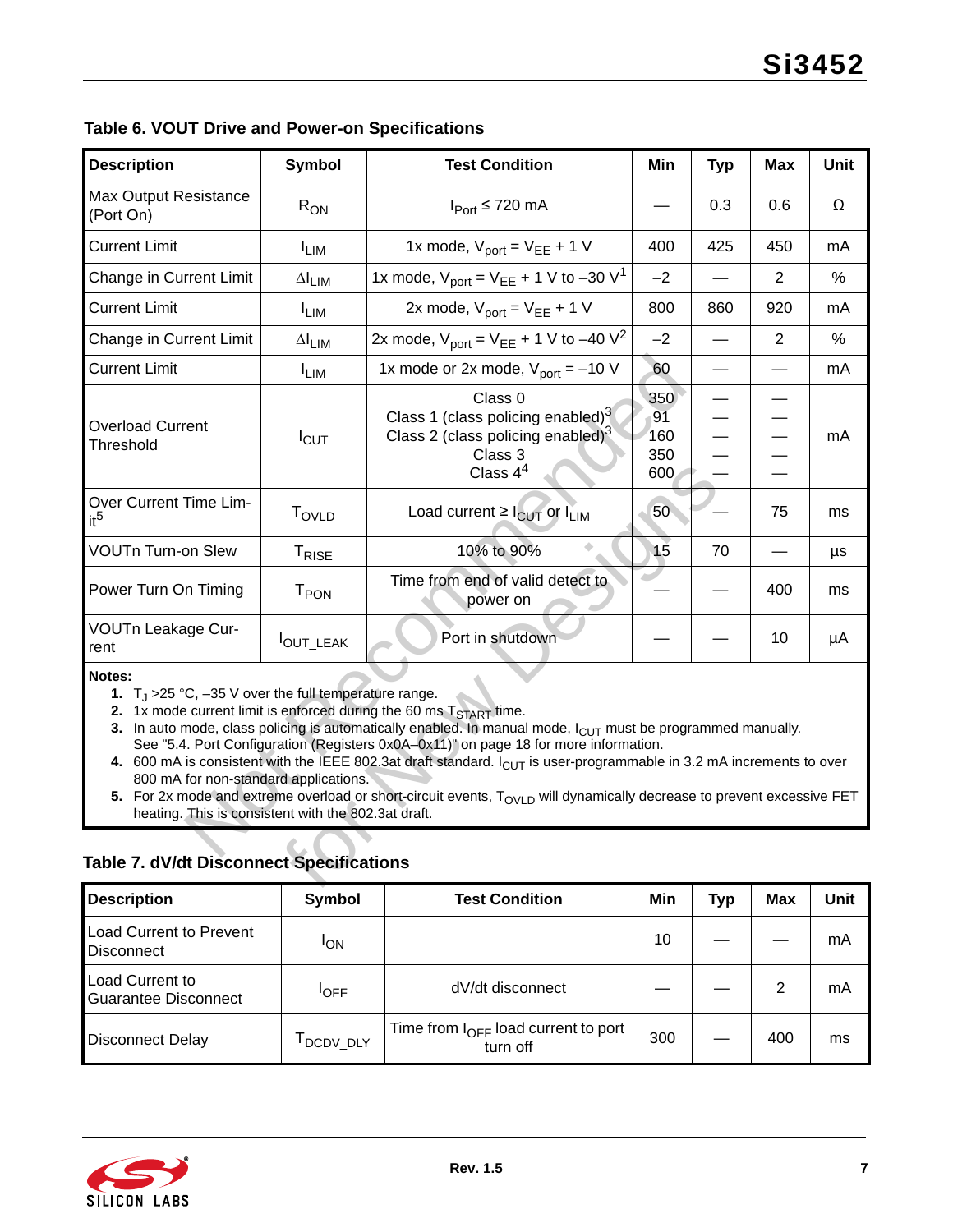## Table 6. VOUT Drive and Power-on Specifications

| Description | Symbol | Test Condition | Min | Typ | Max | Unit |
|---|---|---|---|---|---|---|
| Max Output Resistance (Port On) | $R_{ON}$ | $I_{Port} \le 720$ mA | — | 0.3 | 0.6 | Ω |
| Current Limit | $I_{LIM}$ | 1x mode, $V_{port} = V_{EE} + 1$ V | 400 | 425 | 450 | mA |
| Change in Current Limit | $\Delta I_{LIM}$ | 1x mode, $V_{port} = V_{EE} + 1$ V to –30 V[1] | –2 | — | 2 | % |
| Current Limit | $I_{LIM}$ | 2x mode, $V_{port} = V_{EE} + 1$ V | 800 | 860 | 920 | mA |
| Change in Current Limit | $\Delta I_{LIM}$ | 2x mode, $V_{port} = V_{EE} + 1$ V to –40 V[2] | –2 | — | 2 | % |
| Current Limit | $I_{LIM}$ | 1x mode or 2x mode, $V_{port}$ = –10 V | 60 | — | — | mA |
| Overload Current Threshold | $I_{CUT}$ | Class 0<br>Class 1 (class policing enabled)[3]<br>Class 2 (class policing enabled)[3]<br>Class 3<br>Class 4[4] | 350<br>91<br>160<br>350<br>600 | —<br>—<br>—<br>—<br>— | —<br>—<br>—<br>—<br>— | mA |
| Over Current Time Limit[5] | $T_{OVLD}$ | Load current ≥ $I_{CUT}$ or $I_{LIM}$ | 50 | — | 75 | ms |
| VOUTn Turn-on Slew | $T_{RISE}$ | 10% to 90% | 15 | 70 | — | µs |
| Power Turn On Timing | $T_{PON}$ | Time from end of valid detect to power on | — | — | 400 | ms |
| VOUTn Leakage Current | $I_{OUT\_LEAK}$ | Port in shutdown | — | — | 10 | µA |

**Notes:**

1. $T_J$ >25 °C, –35 V over the full temperature range.
2. 1x mode current limit is enforced during the 60 ms $T_{START}$ time.
3. In auto mode, class policing is automatically enabled. In manual mode, $I_{CUT}$ must be programmed manually. See "5.4. Port Configuration (Registers 0x0A–0x11)" on page 18 for more information.
4. 600 mA is consistent with the IEEE 802.3at draft standard. $I_{CUT}$ is user-programmable in 3.2 mA increments to over 800 mA for non-standard applications.
5. For 2x mode and extreme overload or short-circuit events, $T_{OVLD}$ will dynamically decrease to prevent excessive FET heating. This is consistent with the 802.3at draft.

## Table 7. dV/dt Disconnect Specifications

| Description | Symbol | Test Condition | Min | Typ | Max | Unit |
|---|---|---|---|---|---|---|
| Load Current to Prevent Disconnect | $I_{ON}$ | | 10 | — | — | mA |
| Load Current to Guarantee Disconnect | $I_{OFF}$ | dV/dt disconnect | — | — | 2 | mA |
| Disconnect Delay | $T_{DCDV\_DLY}$ | Time from $I_{OFF}$ load current to port turn off | 300 | — | 400 | ms |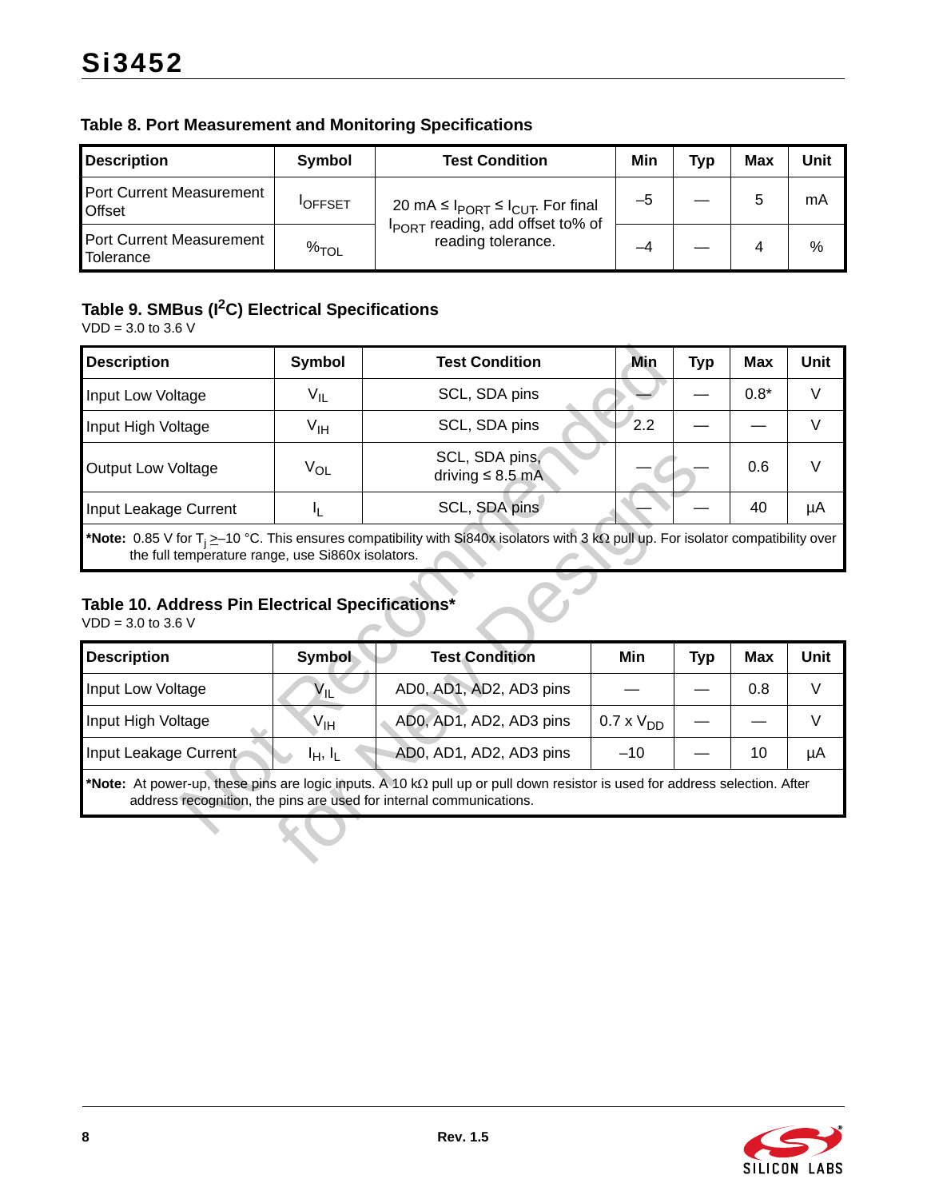### Table 8. Port Measurement and Monitoring Specifications

| Description | Symbol | Test Condition | Min | Typ | Max | Unit |
|---|---|---|---|---|---|---|
| Port Current Measurement Offset | $I_{OFFSET}$ | 20 mA ≤ $I_{PORT}$ ≤ $I_{CUT}$. For final $I_{PORT}$ reading, add offset to% of reading tolerance. | –5 | — | 5 | mA |
| Port Current Measurement Tolerance | $\%_{TOL}$ | | –4 | — | 4 | % |

### Table 9. SMBus ($I^2C$) Electrical Specifications

VDD = 3.0 to 3.6 V

| Description | Symbol | Test Condition | Min | Typ | Max | Unit |
|---|---|---|---|---|---|---|
| Input Low Voltage | $V_{IL}$ | SCL, SDA pins | — | — | 0.8* | V |
| Input High Voltage | $V_{IH}$ | SCL, SDA pins | 2.2 | — | — | V |
| Output Low Voltage | $V_{OL}$ | SCL, SDA pins, driving ≤ 8.5 mA | — | — | 0.6 | V |
| Input Leakage Current | $I_L$ | SCL, SDA pins | — | — | 40 | µA |

**\*Note:** 0.85 V for $T_j$ ≥–10 °C. This ensures compatibility with Si840x isolators with 3 kΩ pull up. For isolator compatibility over the full temperature range, use Si860x isolators.

### Table 10. Address Pin Electrical Specifications*

VDD = 3.0 to 3.6 V

| Description | Symbol | Test Condition | Min | Typ | Max | Unit |
|---|---|---|---|---|---|---|
| Input Low Voltage | $V_{IL}$ | AD0, AD1, AD2, AD3 pins | — | — | 0.8 | V |
| Input High Voltage | $V_{IH}$ | AD0, AD1, AD2, AD3 pins | 0.7 x $V_{DD}$ | — | — | V |
| Input Leakage Current | $I_H$, $I_L$ | AD0, AD1, AD2, AD3 pins | –10 | — | 10 | µA |

**\*Note:** At power-up, these pins are logic inputs. A 10 kΩ pull up or pull down resistor is used for address selection. After address recognition, the pins are used for internal communications.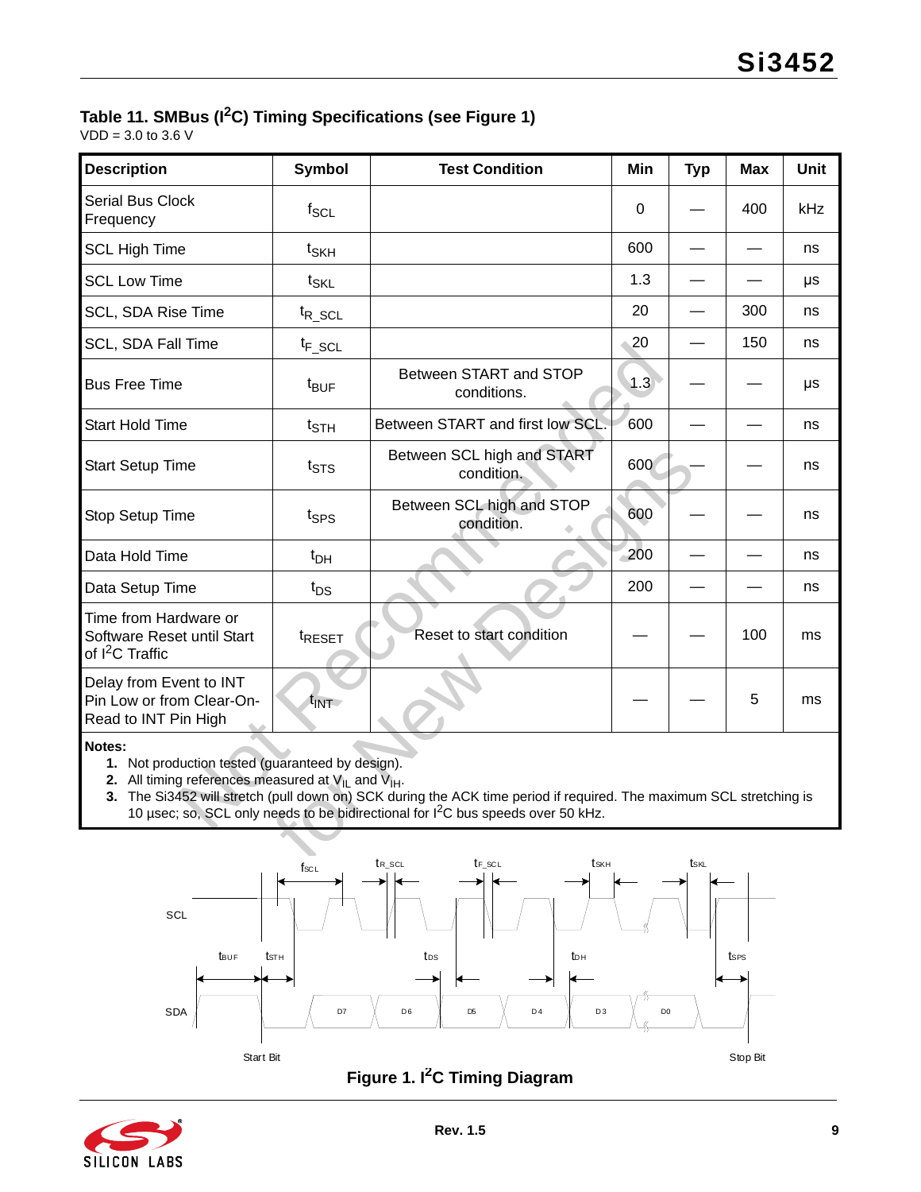### Table 11. SMBus ($I^2C$) Timing Specifications (see Figure 1)

VDD = 3.0 to 3.6 V

| Description | Symbol | Test Condition | Min | Typ | Max | Unit |
|---|---|---|---|---|---|---|
| Serial Bus Clock Frequency | $f_{SCL}$ | | 0 | — | 400 | kHz |
| SCL High Time | $t_{SKH}$ | | 600 | — | — | ns |
| SCL Low Time | $t_{SKL}$ | | 1.3 | — | — | µs |
| SCL, SDA Rise Time | $t_{R\_SCL}$ | | 20 | — | 300 | ns |
| SCL, SDA Fall Time | $t_{F\_SCL}$ | | 20 | — | 150 | ns |
| Bus Free Time | $t_{BUF}$ | Between START and STOP conditions. | 1.3 | — | — | µs |
| Start Hold Time | $t_{STH}$ | Between START and first low SCL. | 600 | — | — | ns |
| Start Setup Time | $t_{STS}$ | Between SCL high and START condition. | 600 | — | — | ns |
| Stop Setup Time | $t_{SPS}$ | Between SCL high and STOP condition. | 600 | — | — | ns |
| Data Hold Time | $t_{DH}$ | | 200 | — | — | ns |
| Data Setup Time | $t_{DS}$ | | 200 | — | — | ns |
| Time from Hardware or Software Reset until Start of $I^2C$ Traffic | $t_{RESET}$ | Reset to start condition | — | — | 100 | ms |
| Delay from Event to INT Pin Low or from Clear-On-Read to INT Pin High | $t_{INT}$ | | — | — | 5 | ms |

**Notes:**

1. Not production tested (guaranteed by design).
2. All timing references measured at $V_{IL}$ and $V_{IH}$.
3. The Si3452 will stretch (pull down on) SCK during the ACK time period if required. The maximum SCL stretching is 10 µsec; so, SCL only needs to be bidirectional for $I^2C$ bus speeds over 50 kHz.

**Figure 1. $I^2C$ Timing Diagram**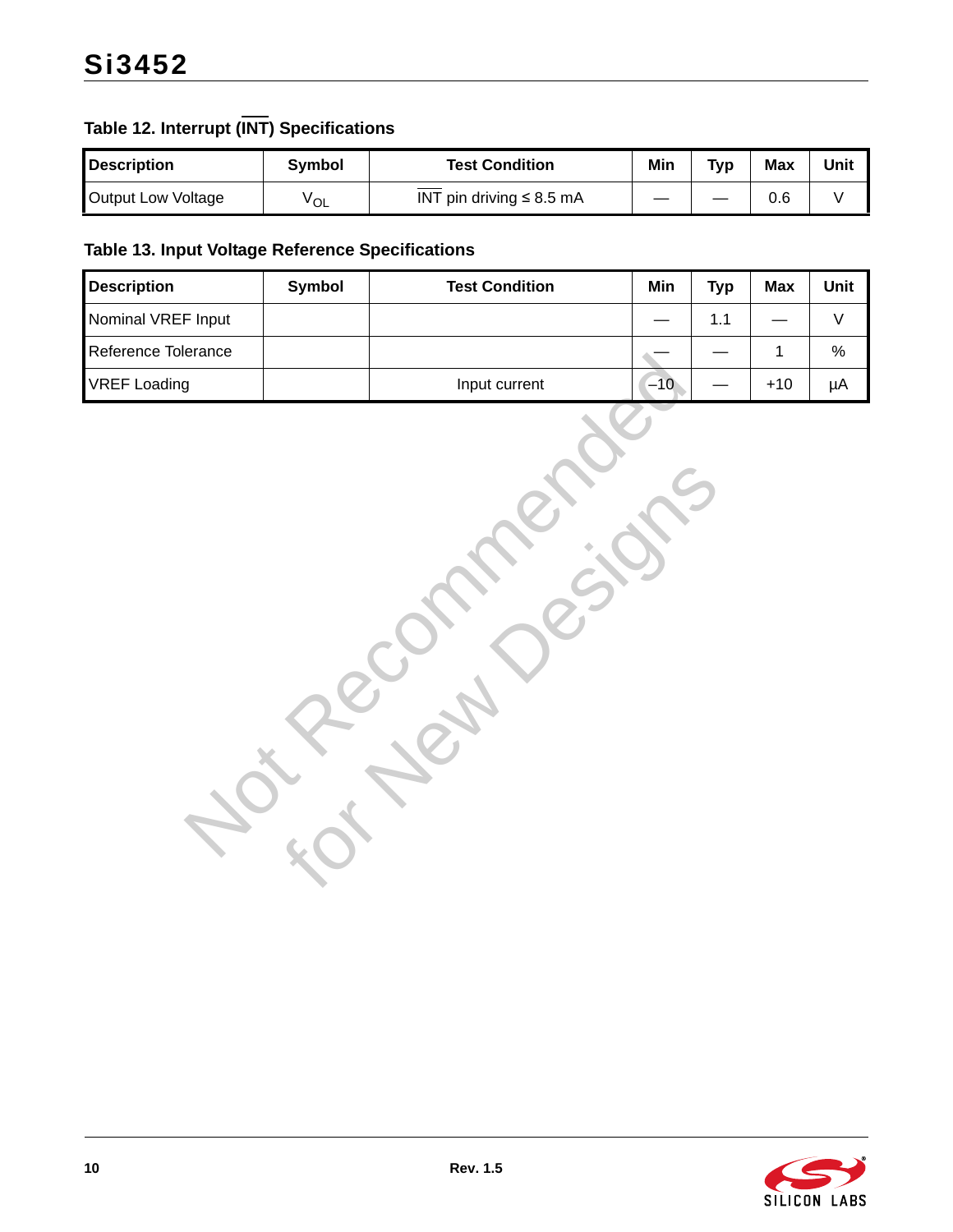### Table 12. Interrupt ($\overline{INT}$) Specifications

| Description | Symbol | Test Condition | Min | Typ | Max | Unit |
|---|---|---|---|---|---|---|
| Output Low Voltage | $V_{OL}$ | $\overline{INT}$ pin driving ≤ 8.5 mA | — | — | 0.6 | V |

### Table 13. Input Voltage Reference Specifications

| Description | Symbol | Test Condition | Min | Typ | Max | Unit |
|---|---|---|---|---|---|---|
| Nominal VREF Input | | | — | 1.1 | — | V |
| Reference Tolerance | | | — | — | 1 | % |
| VREF Loading | | Input current | –10 | — | +10 | µA |

Not Recommended for New Designs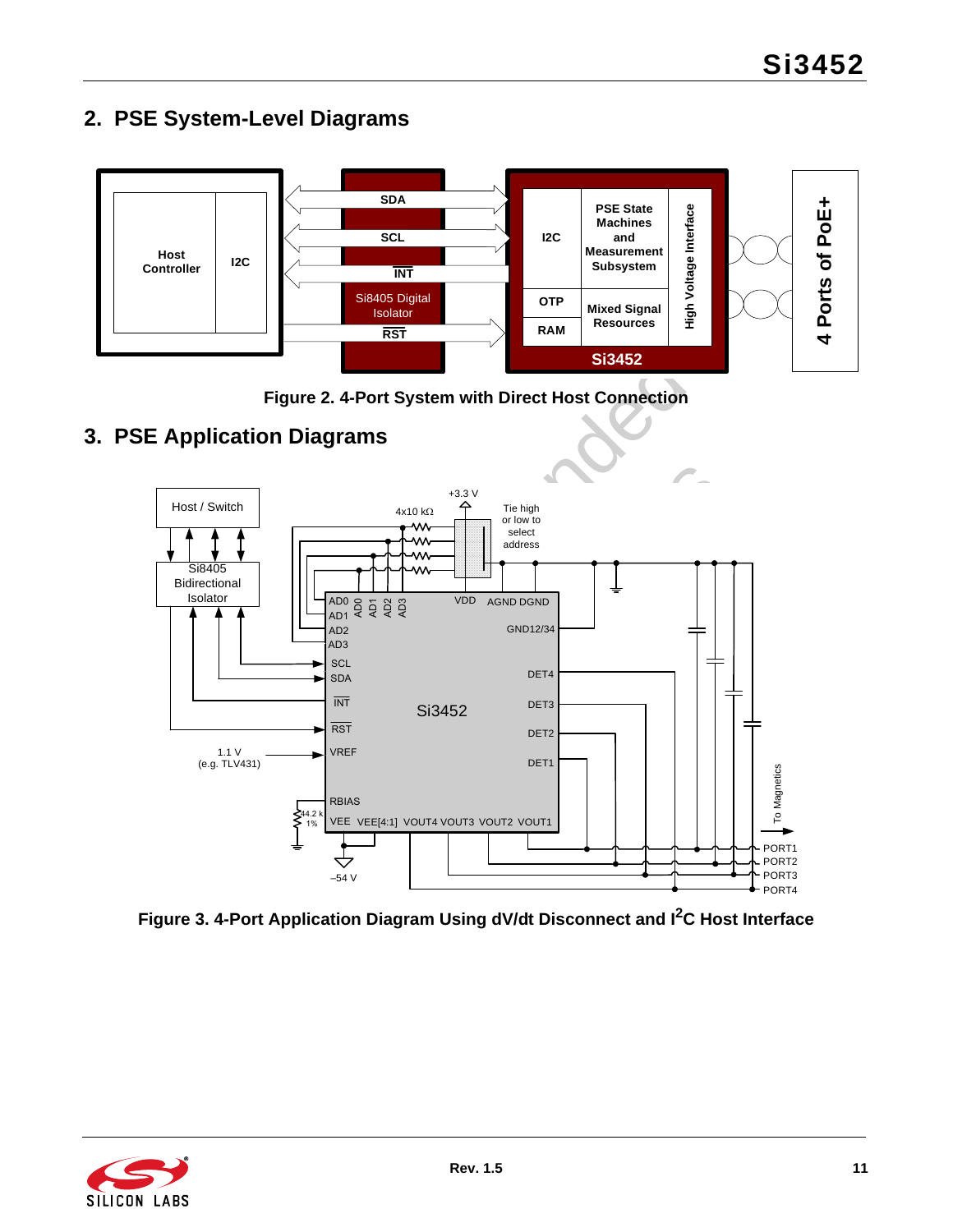## 2. PSE System-Level Diagrams

Figure 2. 4-Port System with Direct Host Connection

## 3. PSE Application Diagrams

Figure 3. 4-Port Application Diagram Using dV/dt Disconnect and $I^2C$ Host Interface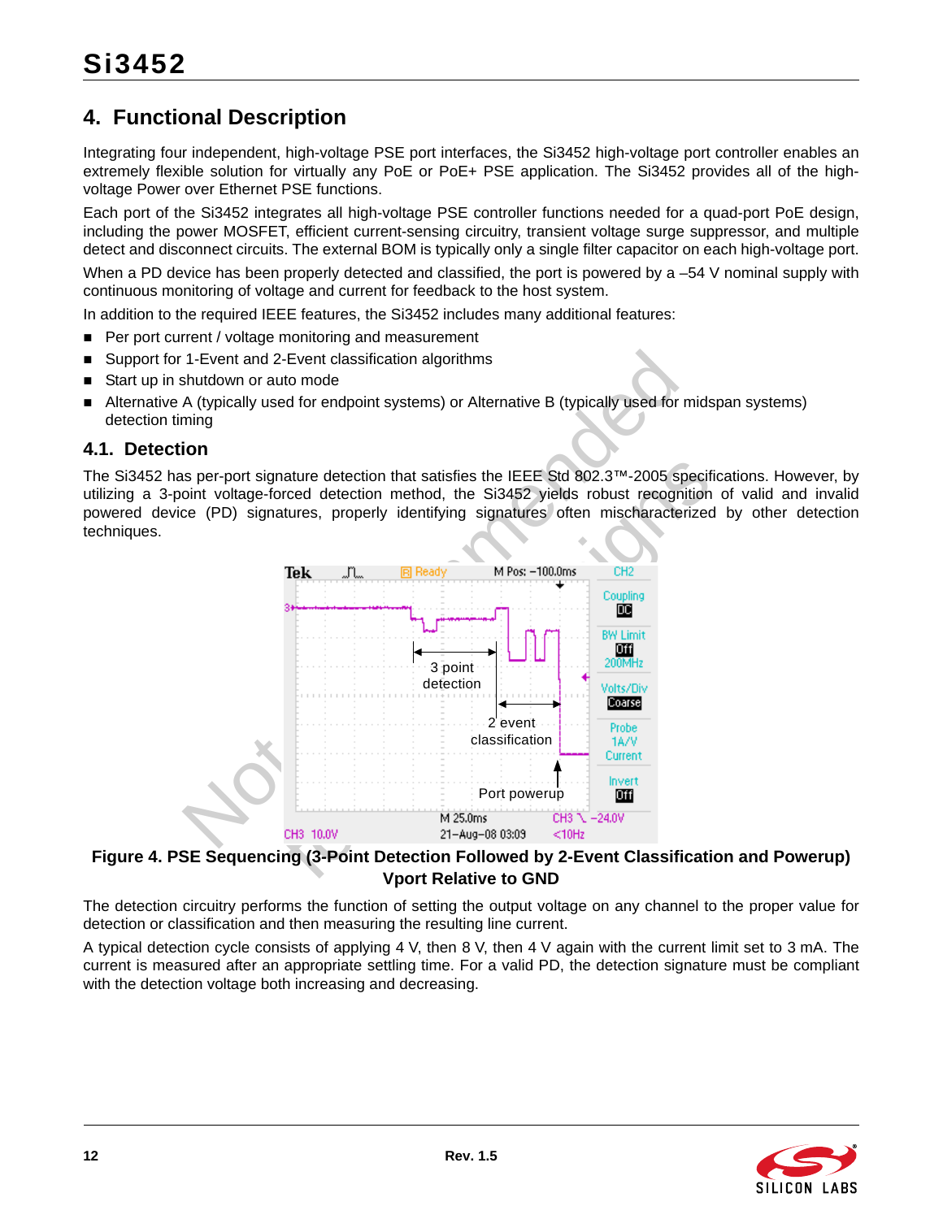## 4. Functional Description

Integrating four independent, high-voltage PSE port interfaces, the Si3452 high-voltage port controller enables an extremely flexible solution for virtually any PoE or PoE+ PSE application. The Si3452 provides all of the high-voltage Power over Ethernet PSE functions.

Each port of the Si3452 integrates all high-voltage PSE controller functions needed for a quad-port PoE design, including the power MOSFET, efficient current-sensing circuitry, transient voltage surge suppressor, and multiple detect and disconnect circuits. The external BOM is typically only a single filter capacitor on each high-voltage port.

When a PD device has been properly detected and classified, the port is powered by a –54 V nominal supply with continuous monitoring of voltage and current for feedback to the host system.

In addition to the required IEEE features, the Si3452 includes many additional features:

- Per port current / voltage monitoring and measurement
- Support for 1-Event and 2-Event classification algorithms
- Start up in shutdown or auto mode
- Alternative A (typically used for endpoint systems) or Alternative B (typically used for midspan systems) detection timing

### 4.1. Detection

The Si3452 has per-port signature detection that satisfies the IEEE Std 802.3™-2005 specifications. However, by utilizing a 3-point voltage-forced detection method, the Si3452 yields robust recognition of valid and invalid powered device (PD) signatures, properly identifying signatures often mischaracterized by other detection techniques.

**Figure 4. PSE Sequencing (3-Point Detection Followed by 2-Event Classification and Powerup) Vport Relative to GND**

The detection circuitry performs the function of setting the output voltage on any channel to the proper value for detection or classification and then measuring the resulting line current.

A typical detection cycle consists of applying 4 V, then 8 V, then 4 V again with the current limit set to 3 mA. The current is measured after an appropriate settling time. For a valid PD, the detection signature must be compliant with the detection voltage both increasing and decreasing.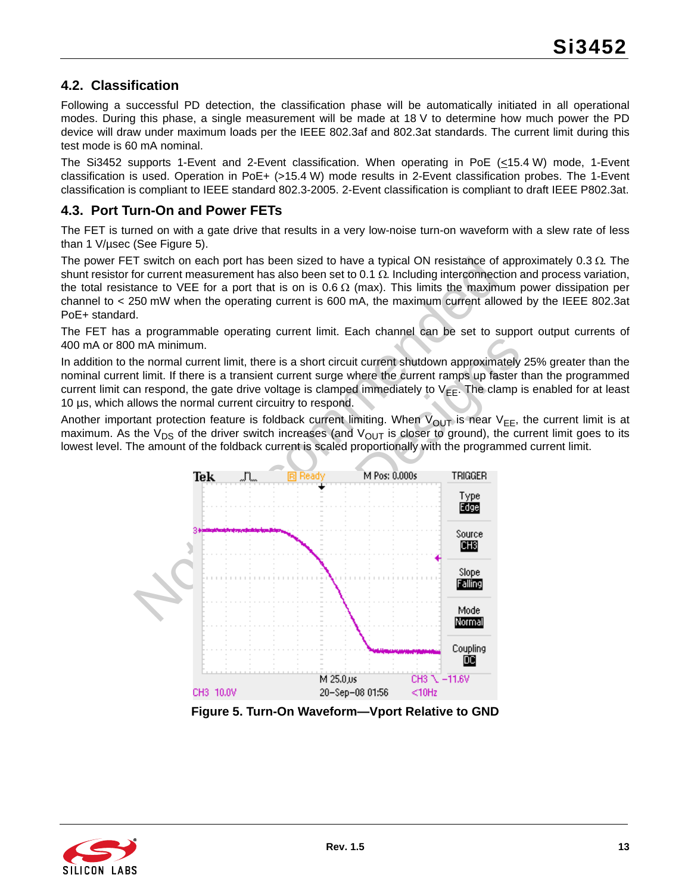## 4.2. Classification

Following a successful PD detection, the classification phase will be automatically initiated in all operational modes. During this phase, a single measurement will be made at 18 V to determine how much power the PD device will draw under maximum loads per the IEEE 802.3af and 802.3at standards. The current limit during this test mode is 60 mA nominal.

The Si3452 supports 1-Event and 2-Event classification. When operating in PoE ($\le$15.4 W) mode, 1-Event classification is used. Operation in PoE+ (>15.4 W) mode results in 2-Event classification probes. The 1-Event classification is compliant to IEEE standard 802.3-2005. 2-Event classification is compliant to draft IEEE P802.3at.

## 4.3. Port Turn-On and Power FETs

The FET is turned on with a gate drive that results in a very low-noise turn-on waveform with a slew rate of less than 1 V/µsec (See Figure 5).

The power FET switch on each port has been sized to have a typical ON resistance of approximately 0.3 Ω. The shunt resistor for current measurement has also been set to 0.1 Ω. Including interconnection and process variation, the total resistance to VEE for a port that is on is 0.6 Ω (max). This limits the maximum power dissipation per channel to < 250 mW when the operating current is 600 mA, the maximum current allowed by the IEEE 802.3at PoE+ standard.

The FET has a programmable operating current limit. Each channel can be set to support output currents of 400 mA or 800 mA minimum.

In addition to the normal current limit, there is a short circuit current shutdown approximately 25% greater than the nominal current limit. If there is a transient current surge where the current ramps up faster than the programmed current limit can respond, the gate drive voltage is clamped immediately to $V_{EE}$. The clamp is enabled for at least 10 µs, which allows the normal current circuitry to respond.

Another important protection feature is foldback current limiting. When $V_{OUT}$ is near $V_{EE}$, the current limit is at maximum. As the $V_{DS}$ of the driver switch increases (and $V_{OUT}$ is closer to ground), the current limit goes to its lowest level. The amount of the foldback current is scaled proportionally with the programmed current limit.

**Figure 5. Turn-On Waveform—Vport Relative to GND**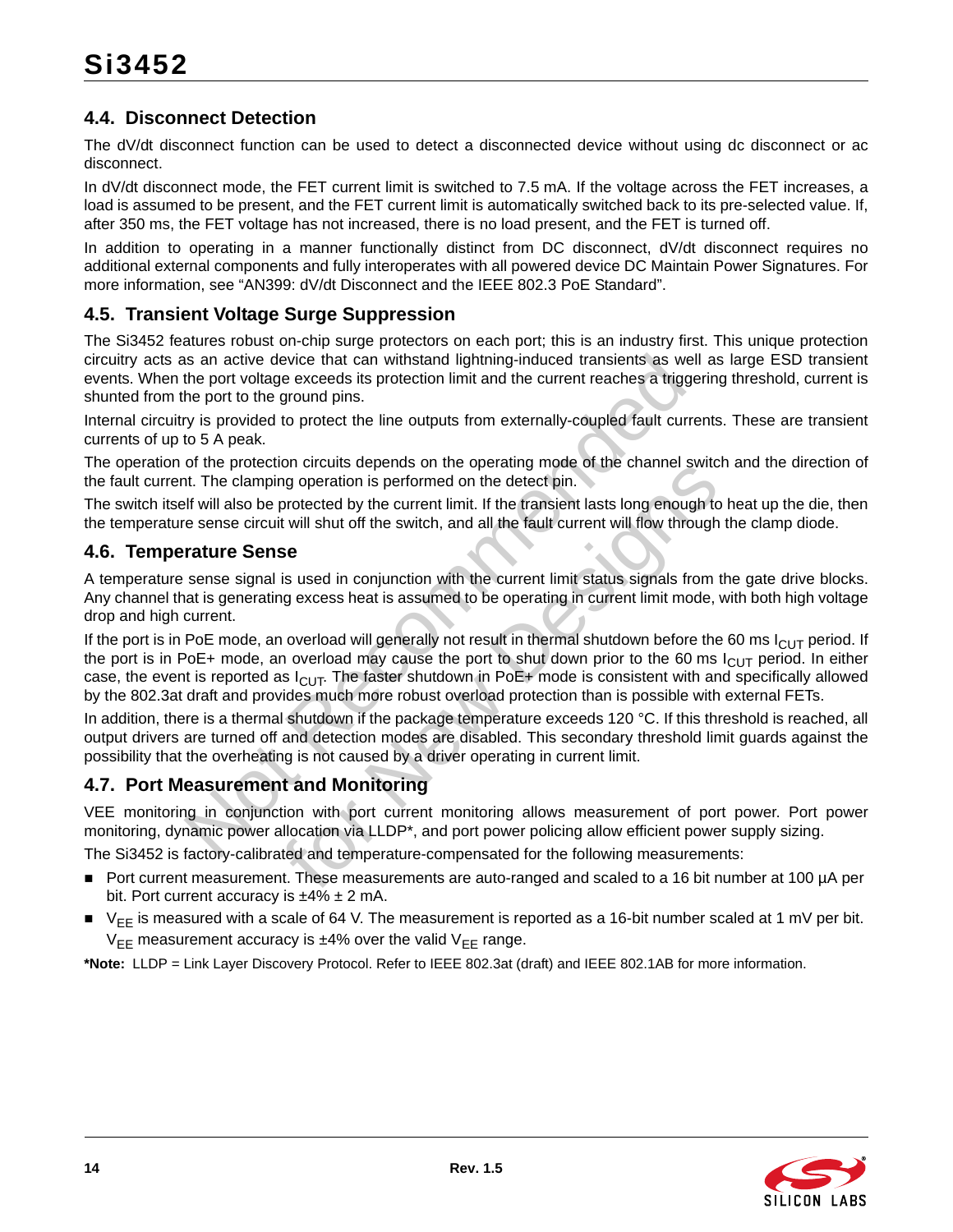## 4.4. Disconnect Detection

The dV/dt disconnect function can be used to detect a disconnected device without using dc disconnect or ac disconnect.

In dV/dt disconnect mode, the FET current limit is switched to 7.5 mA. If the voltage across the FET increases, a load is assumed to be present, and the FET current limit is automatically switched back to its pre-selected value. If, after 350 ms, the FET voltage has not increased, there is no load present, and the FET is turned off.

In addition to operating in a manner functionally distinct from DC disconnect, dV/dt disconnect requires no additional external components and fully interoperates with all powered device DC Maintain Power Signatures. For more information, see "AN399: dV/dt Disconnect and the IEEE 802.3 PoE Standard".

## 4.5. Transient Voltage Surge Suppression

The Si3452 features robust on-chip surge protectors on each port; this is an industry first. This unique protection circuitry acts as an active device that can withstand lightning-induced transients as well as large ESD transient events. When the port voltage exceeds its protection limit and the current reaches a triggering threshold, current is shunted from the port to the ground pins.

Internal circuitry is provided to protect the line outputs from externally-coupled fault currents. These are transient currents of up to 5 A peak.

The operation of the protection circuits depends on the operating mode of the channel switch and the direction of the fault current. The clamping operation is performed on the detect pin.

The switch itself will also be protected by the current limit. If the transient lasts long enough to heat up the die, then the temperature sense circuit will shut off the switch, and all the fault current will flow through the clamp diode.

## 4.6. Temperature Sense

A temperature sense signal is used in conjunction with the current limit status signals from the gate drive blocks. Any channel that is generating excess heat is assumed to be operating in current limit mode, with both high voltage drop and high current.

If the port is in PoE mode, an overload will generally not result in thermal shutdown before the 60 ms $I_{CUT}$ period. If the port is in PoE+ mode, an overload may cause the port to shut down prior to the 60 ms $I_{CUT}$ period. In either case, the event is reported as $I_{CUT}$. The faster shutdown in PoE+ mode is consistent with and specifically allowed by the 802.3at draft and provides much more robust overload protection than is possible with external FETs.

In addition, there is a thermal shutdown if the package temperature exceeds 120 °C. If this threshold is reached, all output drivers are turned off and detection modes are disabled. This secondary threshold limit guards against the possibility that the overheating is not caused by a driver operating in current limit.

## 4.7. Port Measurement and Monitoring

VEE monitoring in conjunction with port current monitoring allows measurement of port power. Port power monitoring, dynamic power allocation via LLDP*, and port power policing allow efficient power supply sizing.

The Si3452 is factory-calibrated and temperature-compensated for the following measurements:

- Port current measurement. These measurements are auto-ranged and scaled to a 16 bit number at 100 µA per bit. Port current accuracy is ±4% ± 2 mA.
- $V_{EE}$ is measured with a scale of 64 V. The measurement is reported as a 16-bit number scaled at 1 mV per bit. $V_{EE}$ measurement accuracy is ±4% over the valid $V_{EE}$ range.

**\*Note:** LLDP = Link Layer Discovery Protocol. Refer to IEEE 802.3at (draft) and IEEE 802.1AB for more information.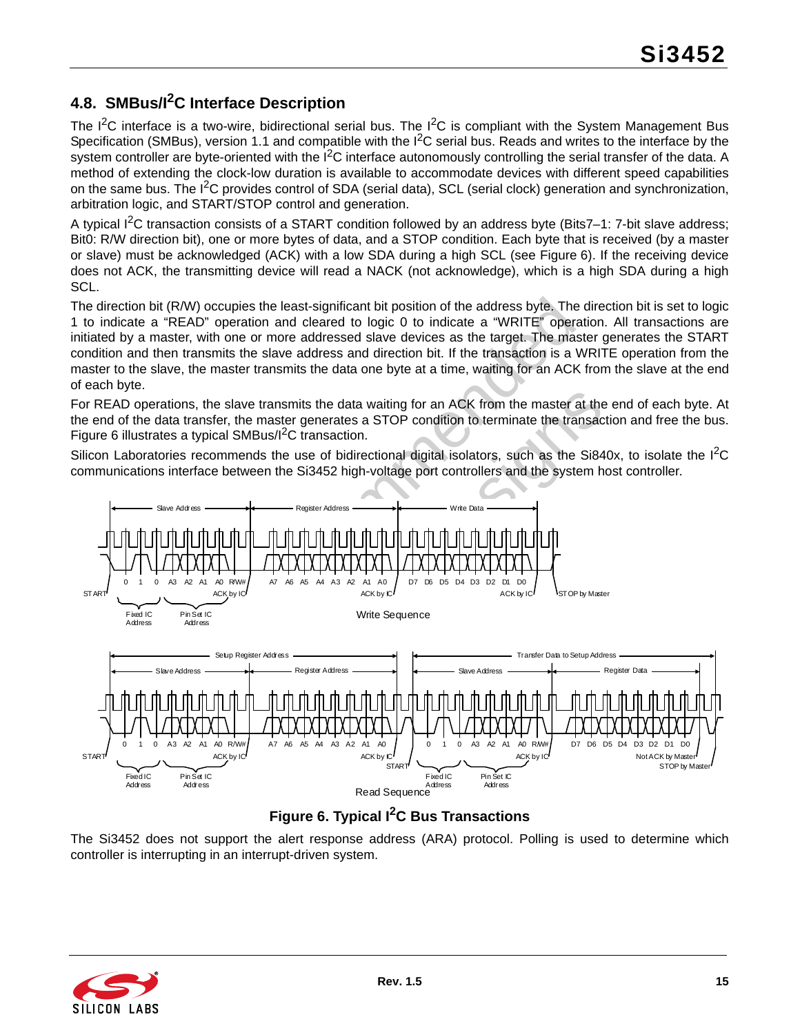## 4.8. SMBus/I$^2$C Interface Description

The I$^2$C interface is a two-wire, bidirectional serial bus. The I$^2$C is compliant with the System Management Bus Specification (SMBus), version 1.1 and compatible with the I$^2$C serial bus. Reads and writes to the interface by the system controller are byte-oriented with the I$^2$C interface autonomously controlling the serial transfer of the data. A method of extending the clock-low duration is available to accommodate devices with different speed capabilities on the same bus. The I$^2$C provides control of SDA (serial data), SCL (serial clock) generation and synchronization, arbitration logic, and START/STOP control and generation.

A typical I$^2$C transaction consists of a START condition followed by an address byte (Bits7–1: 7-bit slave address; Bit0: R/W direction bit), one or more bytes of data, and a STOP condition. Each byte that is received (by a master or slave) must be acknowledged (ACK) with a low SDA during a high SCL (see Figure 6). If the receiving device does not ACK, the transmitting device will read a NACK (not acknowledge), which is a high SDA during a high SCL.

The direction bit (R/W) occupies the least-significant bit position of the address byte. The direction bit is set to logic 1 to indicate a "READ" operation and cleared to logic 0 to indicate a "WRITE" operation. All transactions are initiated by a master, with one or more addressed slave devices as the target. The master generates the START condition and then transmits the slave address and direction bit. If the transaction is a WRITE operation from the master to the slave, the master transmits the data one byte at a time, waiting for an ACK from the slave at the end of each byte.

For READ operations, the slave transmits the data waiting for an ACK from the master at the end of each byte. At the end of the data transfer, the master generates a STOP condition to terminate the transaction and free the bus. Figure 6 illustrates a typical SMBus/I$^2$C transaction.

Silicon Laboratories recommends the use of bidirectional digital isolators, such as the Si840x, to isolate the I$^2$C communications interface between the Si3452 high-voltage port controllers and the system host controller.

**Figure 6. Typical I$^2$C Bus Transactions**

The Si3452 does not support the alert response address (ARA) protocol. Polling is used to determine which controller is interrupting in an interrupt-driven system.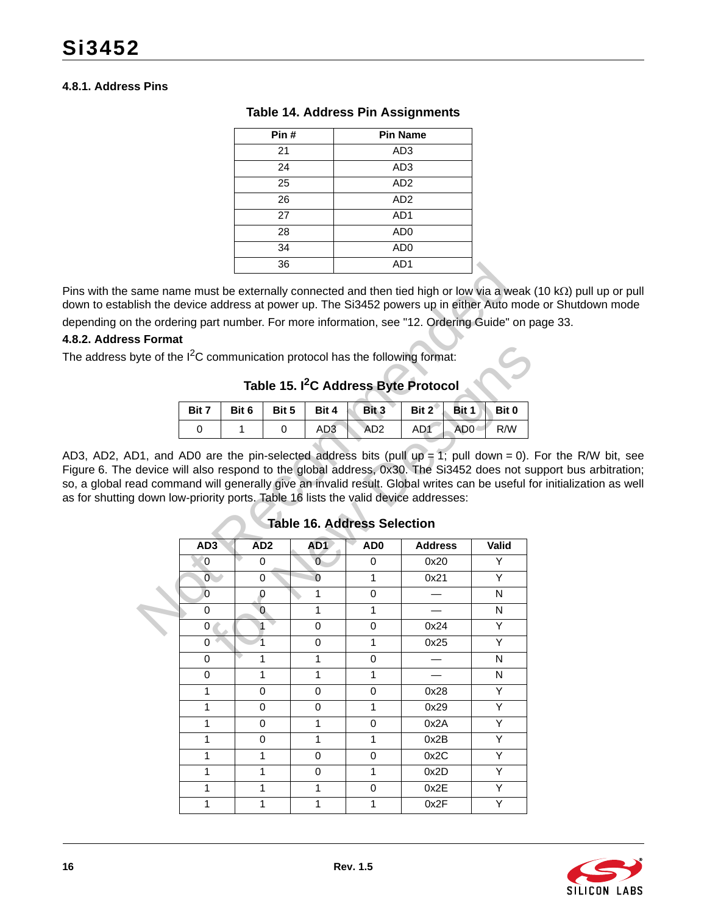#### 4.8.1. Address Pins

**Table 14. Address Pin Assignments**

| Pin # | Pin Name |
|---|---|
| 21 | AD3 |
| 24 | AD3 |
| 25 | AD2 |
| 26 | AD2 |
| 27 | AD1 |
| 28 | AD0 |
| 34 | AD0 |
| 36 | AD1 |

Pins with the same name must be externally connected and then tied high or low via a weak (10 kΩ) pull up or pull down to establish the device address at power up. The Si3452 powers up in either Auto mode or Shutdown mode depending on the ordering part number. For more information, see "12. Ordering Guide" on page 33.

#### 4.8.2. Address Format

The address byte of the I²C communication protocol has the following format:

**Table 15. I²C Address Byte Protocol**

| Bit 7 | Bit 6 | Bit 5 | Bit 4 | Bit 3 | Bit 2 | Bit 1 | Bit 0 |
|---|---|---|---|---|---|---|---|
| 0 | 1 | 0 | AD3 | AD2 | AD1 | AD0 | R/W |

AD3, AD2, AD1, and AD0 are the pin-selected address bits (pull up = 1; pull down = 0). For the R/W bit, see Figure 6. The device will also respond to the global address, 0x30. The Si3452 does not support bus arbitration; so, a global read command will generally give an invalid result. Global writes can be useful for initialization as well as for shutting down low-priority ports. Table 16 lists the valid device addresses:

**Table 16. Address Selection**

| AD3 | AD2 | AD1 | AD0 | Address | Valid |
|---|---|---|---|---|---|
| 0 | 0 | 0 | 0 | 0x20 | Y |
| 0 | 0 | 0 | 1 | 0x21 | Y |
| 0 | 0 | 1 | 0 | — | N |
| 0 | 0 | 1 | 1 | — | N |
| 0 | 1 | 0 | 0 | 0x24 | Y |
| 0 | 1 | 0 | 1 | 0x25 | Y |
| 0 | 1 | 1 | 0 | — | N |
| 0 | 1 | 1 | 1 | — | N |
| 1 | 0 | 0 | 0 | 0x28 | Y |
| 1 | 0 | 0 | 1 | 0x29 | Y |
| 1 | 0 | 1 | 0 | 0x2A | Y |
| 1 | 0 | 1 | 1 | 0x2B | Y |
| 1 | 1 | 0 | 0 | 0x2C | Y |
| 1 | 1 | 0 | 1 | 0x2D | Y |
| 1 | 1 | 1 | 0 | 0x2E | Y |
| 1 | 1 | 1 | 1 | 0x2F | Y |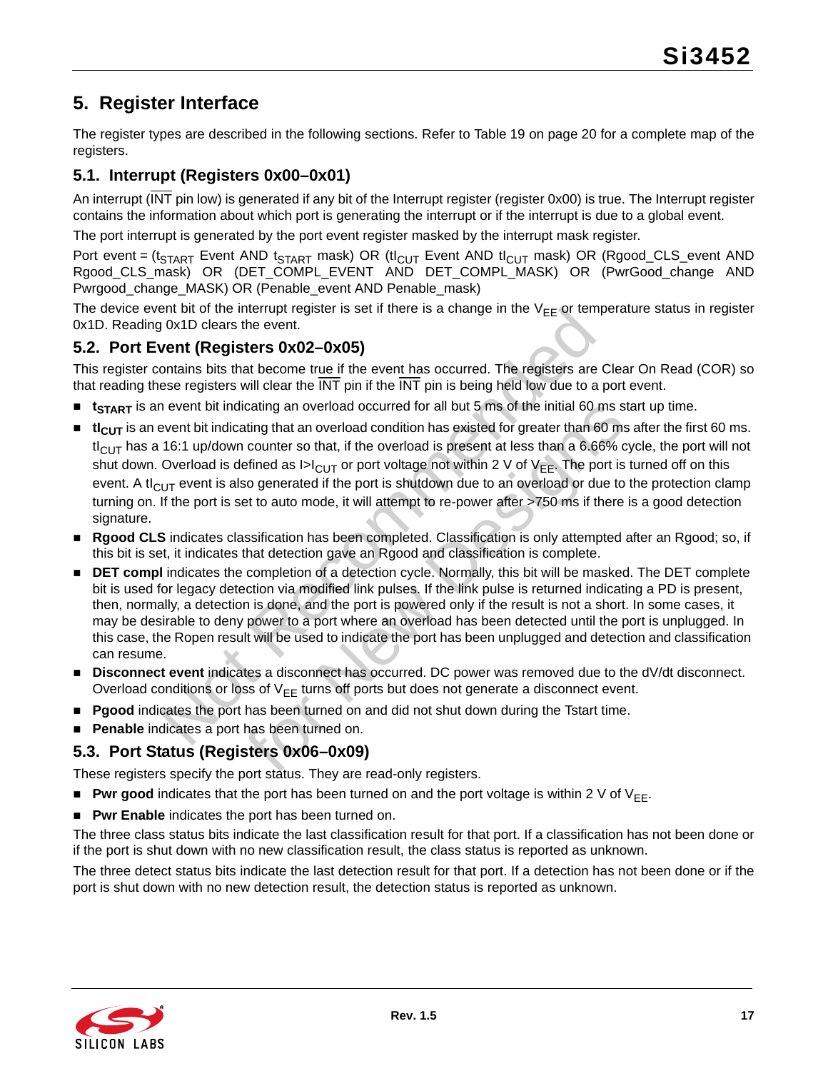# 5. Register Interface

The register types are described in the following sections. Refer to Table 19 on page 20 for a complete map of the registers.

## 5.1. Interrupt (Registers 0x00–0x01)

An interrupt ($\overline{INT}$ pin low) is generated if any bit of the Interrupt register (register 0x00) is true. The Interrupt register contains the information about which port is generating the interrupt or if the interrupt is due to a global event.

The port interrupt is generated by the port event register masked by the interrupt mask register.

Port event = ($t_{START}$ Event AND $t_{START}$ mask) OR ($tI_{CUT}$ Event AND $tI_{CUT}$ mask) OR (Rgood_CLS_event AND Rgood_CLS_mask) OR (DET_COMPL_EVENT AND DET_COMPL_MASK) OR (PwrGood_change AND Pwrgood_change_MASK) OR (Penable_event AND Penable_mask)

The device event bit of the interrupt register is set if there is a change in the $V_{EE}$ or temperature status in register 0x1D. Reading 0x1D clears the event.

## 5.2. Port Event (Registers 0x02–0x05)

This register contains bits that become $\overline{\text{true if}}$ the event $\overline{\text{has}}$ occurred. The registers are Clear On Read (COR) so that reading these registers will clear the $\overline{INT}$ pin if the $\overline{INT}$ pin is being held low due to a port event.

- **$t_{START}$** is an event bit indicating an overload occurred for all but 5 ms of the initial 60 ms start up time.
- **$tI_{CUT}$** is an event bit indicating that an overload condition has existed for greater than 60 ms after the first 60 ms. $tI_{CUT}$ has a 16:1 up/down counter so that, if the overload is present at less than a 6.66% cycle, the port will not shut down. Overload is defined as $I > I_{CUT}$ or port voltage not within 2 V of $V_{EE}$. The port is turned off on this event. A $tI_{CUT}$ event is also generated if the port is shutdown due to an overload or due to the protection clamp turning on. If the port is set to auto mode, it will attempt to re-power after >750 ms if there is a good detection signature.
- **Rgood CLS** indicates classification has been completed. Classification is only attempted after an Rgood; so, if this bit is set, it indicates that detection gave an Rgood and classification is complete.
- **DET compl** indicates the completion of a detection cycle. Normally, this bit will be masked. The DET complete bit is used for legacy detection via modified link pulses. If the link pulse is returned indicating a PD is present, then, normally, a detection is done, and the port is powered only if the result is not a short. In some cases, it may be desirable to deny power to a port where an overload has been detected until the port is unplugged. In this case, the Ropen result will be used to indicate the port has been unplugged and detection and classification can resume.
- **Disconnect event** indicates a disconnect has occurred. DC power was removed due to the dV/dt disconnect. Overload conditions or loss of $V_{EE}$ turns off ports but does not generate a disconnect event.
- **Pgood** indicates the port has been turned on and did not shut down during the Tstart time.
- **Penable** indicates a port has been turned on.

## 5.3. Port Status (Registers 0x06–0x09)

These registers specify the port status. They are read-only registers.

- **Pwr good** indicates that the port has been turned on and the port voltage is within 2 V of $V_{EE}$.
- **Pwr Enable** indicates the port has been turned on.

The three class status bits indicate the last classification result for that port. If a classification has not been done or if the port is shut down with no new classification result, the class status is reported as unknown.

The three detect status bits indicate the last detection result for that port. If a detection has not been done or if the port is shut down with no new detection result, the detection status is reported as unknown.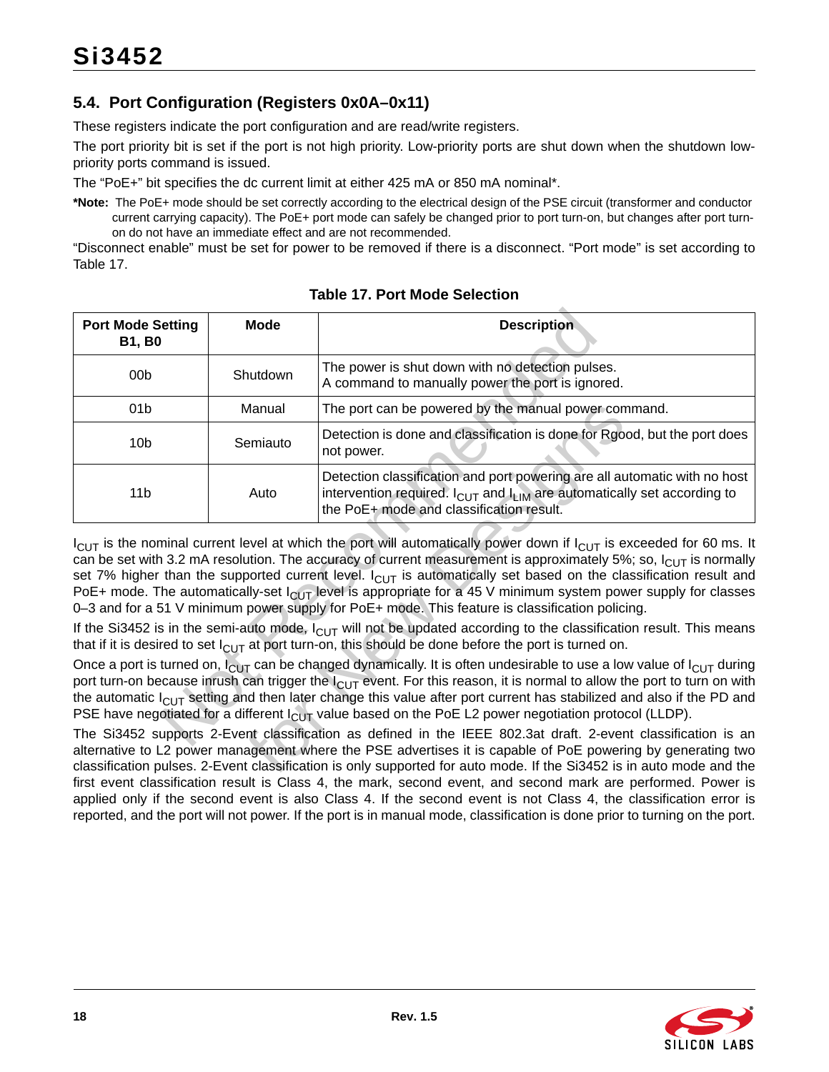## 5.4. Port Configuration (Registers 0x0A–0x11)

These registers indicate the port configuration and are read/write registers.

The port priority bit is set if the port is not high priority. Low-priority ports are shut down when the shutdown low-priority ports command is issued.

The "PoE+" bit specifies the dc current limit at either 425 mA or 850 mA nominal*.

**\*Note:** The PoE+ mode should be set correctly according to the electrical design of the PSE circuit (transformer and conductor current carrying capacity). The PoE+ port mode can safely be changed prior to port turn-on, but changes after port turn-on do not have an immediate effect and are not recommended.

"Disconnect enable" must be set for power to be removed if there is a disconnect. "Port mode" is set according to Table 17.

**Table 17. Port Mode Selection**

| Port Mode Setting B1, B0 | Mode | Description |
|---|---|---|
| 00b | Shutdown | The power is shut down with no detection pulses.<br>A command to manually power the port is ignored. |
| 01b | Manual | The port can be powered by the manual power command. |
| 10b | Semiauto | Detection is done and classification is done for Rgood, but the port does not power. |
| 11b | Auto | Detection classification and port powering are all automatic with no host intervention required. $I_{CUT}$ and $I_{LIM}$ are automatically set according to the PoE+ mode and classification result. |

$I_{CUT}$ is the nominal current level at which the port will automatically power down if $I_{CUT}$ is exceeded for 60 ms. It can be set with 3.2 mA resolution. The accuracy of current measurement is approximately 5%; so, $I_{CUT}$ is normally set 7% higher than the supported current level. $I_{CUT}$ is automatically set based on the classification result and PoE+ mode. The automatically-set $I_{CUT}$ level is appropriate for a 45 V minimum system power supply for classes 0–3 and for a 51 V minimum power supply for PoE+ mode. This feature is classification policing.

If the Si3452 is in the semi-auto mode, $I_{CUT}$ will not be updated according to the classification result. This means that if it is desired to set $I_{CUT}$ at port turn-on, this should be done before the port is turned on.

Once a port is turned on, $I_{CUT}$ can be changed dynamically. It is often undesirable to use a low value of $I_{CUT}$ during port turn-on because inrush can trigger the $I_{CUT}$ event. For this reason, it is normal to allow the port to turn on with the automatic $I_{CUT}$ setting and then later change this value after port current has stabilized and also if the PD and PSE have negotiated for a different $I_{CUT}$ value based on the PoE L2 power negotiation protocol (LLDP).

The Si3452 supports 2-Event classification as defined in the IEEE 802.3at draft. 2-event classification is an alternative to L2 power management where the PSE advertises it is capable of PoE powering by generating two classification pulses. 2-Event classification is only supported for auto mode. If the Si3452 is in auto mode and the first event classification result is Class 4, the mark, second event, and second mark are performed. Power is applied only if the second event is also Class 4. If the second event is not Class 4, the classification error is reported, and the port will not power. If the port is in manual mode, classification is done prior to turning on the port.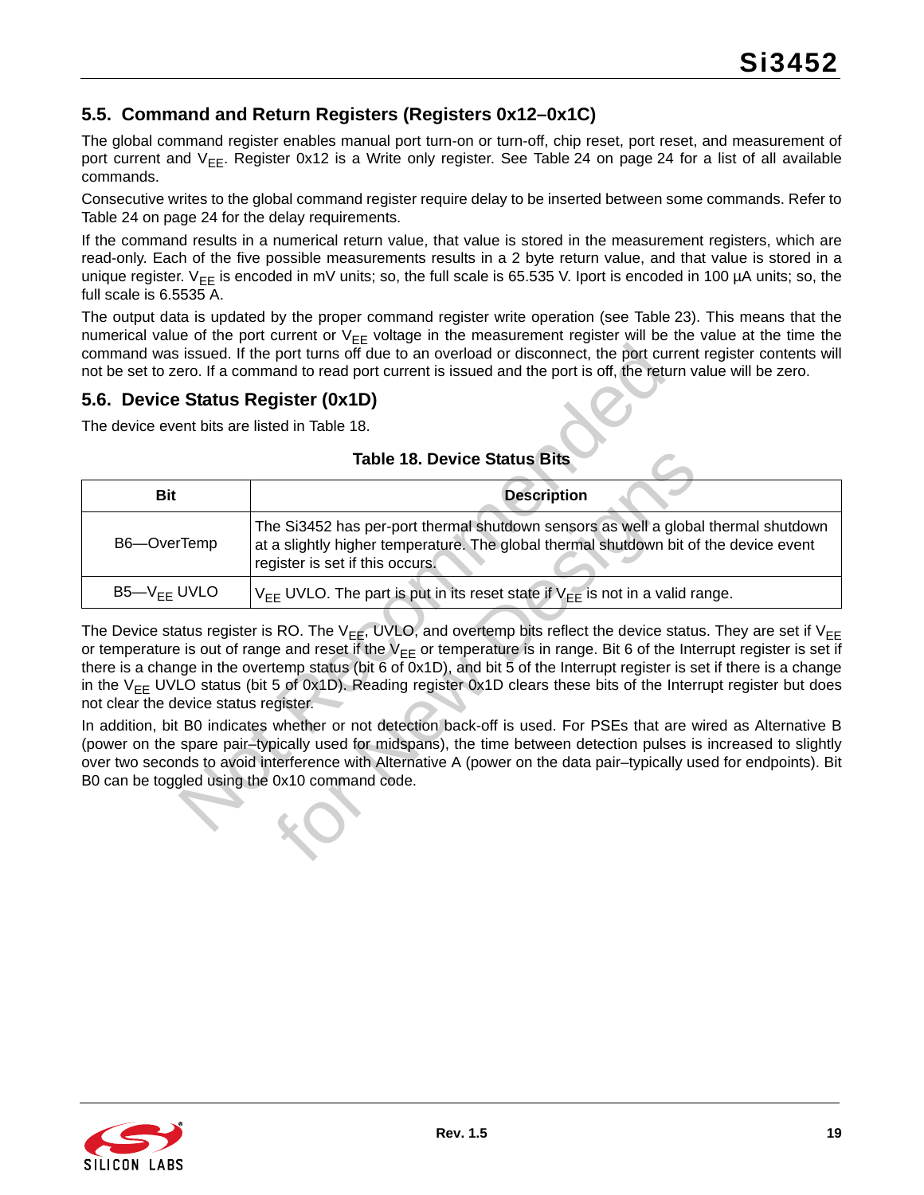## 5.5. Command and Return Registers (Registers 0x12–0x1C)

The global command register enables manual port turn-on or turn-off, chip reset, port reset, and measurement of port current and $V_{EE}$. Register 0x12 is a Write only register. See Table 24 on page 24 for a list of all available commands.

Consecutive writes to the global command register require delay to be inserted between some commands. Refer to Table 24 on page 24 for the delay requirements.

If the command results in a numerical return value, that value is stored in the measurement registers, which are read-only. Each of the five possible measurements results in a 2 byte return value, and that value is stored in a unique register. $V_{EE}$ is encoded in mV units; so, the full scale is 65.535 V. Iport is encoded in 100 µA units; so, the full scale is 6.5535 A.

The output data is updated by the proper command register write operation (see Table 23). This means that the numerical value of the port current or $V_{EE}$ voltage in the measurement register will be the value at the time the command was issued. If the port turns off due to an overload or disconnect, the port current register contents will not be set to zero. If a command to read port current is issued and the port is off, the return value will be zero.

## 5.6. Device Status Register (0x1D)

The device event bits are listed in Table 18.

**Table 18. Device Status Bits**

| Bit | Description |
|---|---|
| B6—OverTemp | The Si3452 has per-port thermal shutdown sensors as well a global thermal shutdown at a slightly higher temperature. The global thermal shutdown bit of the device event register is set if this occurs. |
| B5—$V_{EE}$ UVLO | $V_{EE}$ UVLO. The part is put in its reset state if $V_{EE}$ is not in a valid range. |

The Device status register is RO. The $V_{EE}$, UVLO, and overtemp bits reflect the device status. They are set if $V_{EE}$ or temperature is out of range and reset if the $V_{EE}$ or temperature is in range. Bit 6 of the Interrupt register is set if there is a change in the overtemp status (bit 6 of 0x1D), and bit 5 of the Interrupt register is set if there is a change in the $V_{EE}$ UVLO status (bit 5 of 0x1D). Reading register 0x1D clears these bits of the Interrupt register but does not clear the device status register.

In addition, bit B0 indicates whether or not detection back-off is used. For PSEs that are wired as Alternative B (power on the spare pair–typically used for midspans), the time between detection pulses is increased to slightly over two seconds to avoid interference with Alternative A (power on the data pair–typically used for endpoints). Bit B0 can be toggled using the 0x10 command code.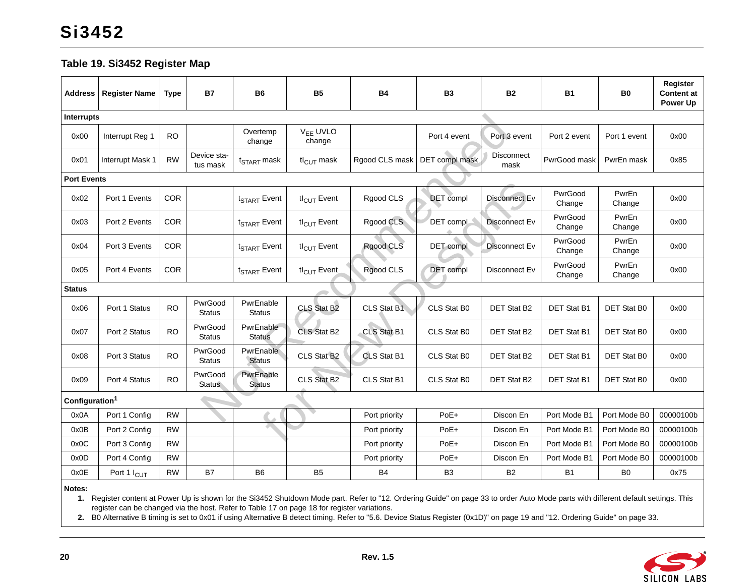## Table 19. Si3452 Register Map

| Address | Register Name | Type | B7 | B6 | B5 | B4 | B3 | B2 | B1 | B0 | Register Content at Power Up |
|---|---|---|---|---|---|---|---|---|---|---|---|
| **Interrupts** | | | | | | | | | | | |
| 0x00 | Interrupt Reg 1 | RO | | Overtemp change | $V_{EE}$ UVLO change | | Port 4 event | Port 3 event | Port 2 event | Port 1 event | 0x00 |
| 0x01 | Interrupt Mask 1 | RW | Device status mask | $t_{START}$ mask | $tI_{CUT}$ mask | Rgood CLS mask | DET compl mask | Disconnect mask | PwrGood mask | PwrEn mask | 0x85 |
| **Port Events** | | | | | | | | | | | |
| 0x02 | Port 1 Events | COR | | $t_{START}$ Event | $tI_{CUT}$ Event | Rgood CLS | DET compl | Disconnect Ev | PwrGood Change | PwrEn Change | 0x00 |
| 0x03 | Port 2 Events | COR | | $t_{START}$ Event | $tI_{CUT}$ Event | Rgood CLS | DET compl | Disconnect Ev | PwrGood Change | PwrEn Change | 0x00 |
| 0x04 | Port 3 Events | COR | | $t_{START}$ Event | $tI_{CUT}$ Event | Rgood CLS | DET compl | Disconnect Ev | PwrGood Change | PwrEn Change | 0x00 |
| 0x05 | Port 4 Events | COR | | $t_{START}$ Event | $tI_{CUT}$ Event | Rgood CLS | DET compl | Disconnect Ev | PwrGood Change | PwrEn Change | 0x00 |
| **Status** | | | | | | | | | | | |
| 0x06 | Port 1 Status | RO | PwrGood Status | PwrEnable Status | CLS Stat B2 | CLS Stat B1 | CLS Stat B0 | DET Stat B2 | DET Stat B1 | DET Stat B0 | 0x00 |
| 0x07 | Port 2 Status | RO | PwrGood Status | PwrEnable Status | CLS Stat B2 | CLS Stat B1 | CLS Stat B0 | DET Stat B2 | DET Stat B1 | DET Stat B0 | 0x00 |
| 0x08 | Port 3 Status | RO | PwrGood Status | PwrEnable Status | CLS Stat B2 | CLS Stat B1 | CLS Stat B0 | DET Stat B2 | DET Stat B1 | DET Stat B0 | 0x00 |
| 0x09 | Port 4 Status | RO | PwrGood Status | PwrEnable Status | CLS Stat B2 | CLS Stat B1 | CLS Stat B0 | DET Stat B2 | DET Stat B1 | DET Stat B0 | 0x00 |
| **Configuration**[1] | | | | | | | | | | | |
| 0x0A | Port 1 Config | RW | | | | Port priority | PoE+ | Discon En | Port Mode B1 | Port Mode B0 | 00000100b |
| 0x0B | Port 2 Config | RW | | | | Port priority | PoE+ | Discon En | Port Mode B1 | Port Mode B0 | 00000100b |
| 0x0C | Port 3 Config | RW | | | | Port priority | PoE+ | Discon En | Port Mode B1 | Port Mode B0 | 00000100b |
| 0x0D | Port 4 Config | RW | | | | Port priority | PoE+ | Discon En | Port Mode B1 | Port Mode B0 | 00000100b |
| 0x0E | Port 1 $I_{CUT}$ | RW | B7 | B6 | B5 | B4 | B3 | B2 | B1 | B0 | 0x75 |

**Notes:**

1. Register content at Power Up is shown for the Si3452 Shutdown Mode part. Refer to "12. Ordering Guide" on page 33 to order Auto Mode parts with different default settings. This register can be changed via the host. Refer to Table 17 on page 18 for register variations.
2. B0 Alternative B timing is set to 0x01 if using Alternative B detect timing. Refer to "5.6. Device Status Register (0x1D)" on page 19 and "12. Ordering Guide" on page 33.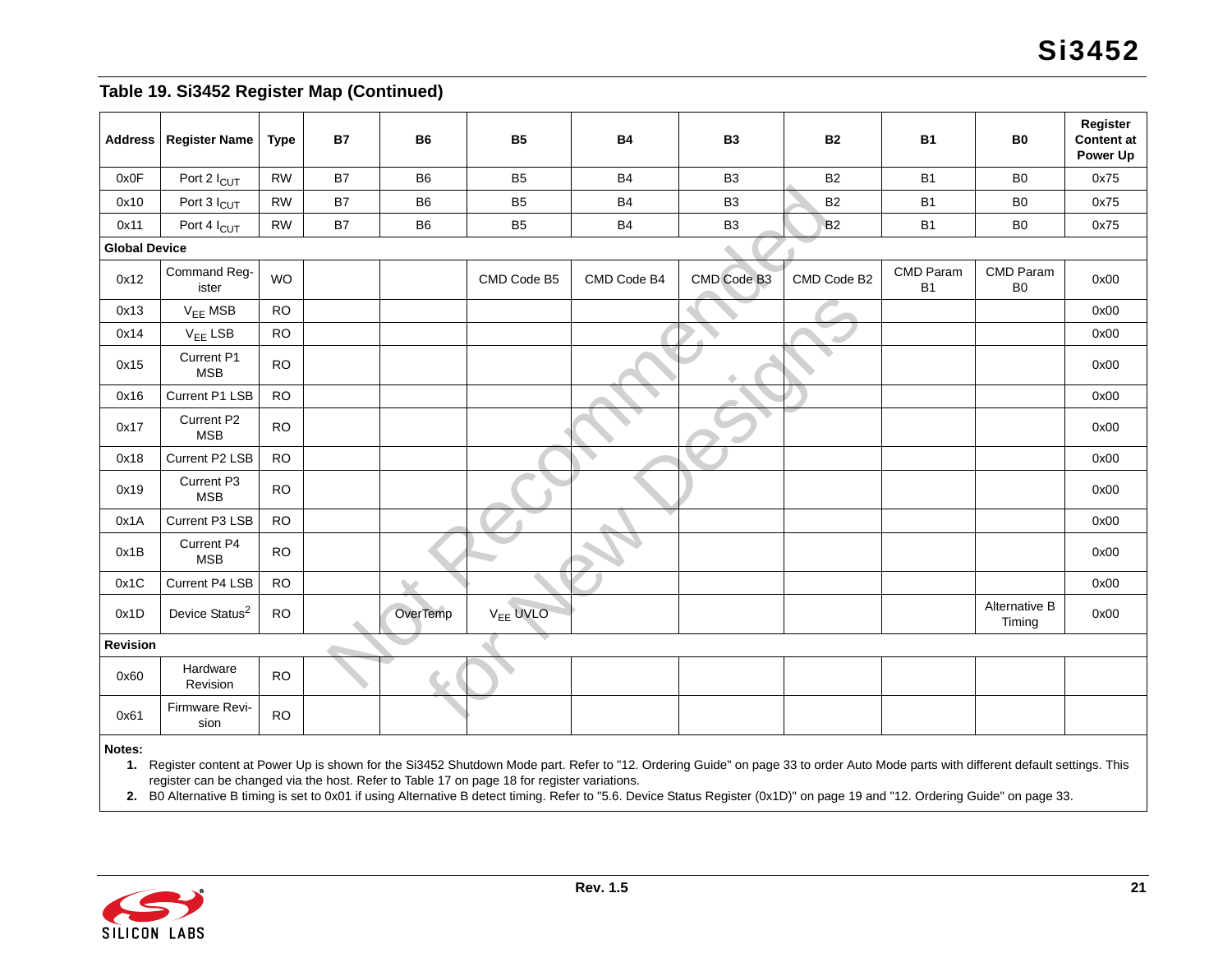**Table 19. Si3452 Register Map (Continued)**

| Address | Register Name | Type | B7 | B6 | B5 | B4 | B3 | B2 | B1 | B0 | Register Content at Power Up |
|---|---|---|---|---|---|---|---|---|---|---|---|
| 0x0F | Port 2 $I_{CUT}$ | RW | B7 | B6 | B5 | B4 | B3 | B2 | B1 | B0 | 0x75 |
| 0x10 | Port 3 $I_{CUT}$ | RW | B7 | B6 | B5 | B4 | B3 | B2 | B1 | B0 | 0x75 |
| 0x11 | Port 4 $I_{CUT}$ | RW | B7 | B6 | B5 | B4 | B3 | B2 | B1 | B0 | 0x75 |
| **Global Device** | | | | | | | | | | | |
| 0x12 | Command Register | WO | | | CMD Code B5 | CMD Code B4 | CMD Code B3 | CMD Code B2 | CMD Param B1 | CMD Param B0 | 0x00 |
| 0x13 | $V_{EE}$ MSB | RO | | | | | | | | | 0x00 |
| 0x14 | $V_{EE}$ LSB | RO | | | | | | | | | 0x00 |
| 0x15 | Current P1 MSB | RO | | | | | | | | | 0x00 |
| 0x16 | Current P1 LSB | RO | | | | | | | | | 0x00 |
| 0x17 | Current P2 MSB | RO | | | | | | | | | 0x00 |
| 0x18 | Current P2 LSB | RO | | | | | | | | | 0x00 |
| 0x19 | Current P3 MSB | RO | | | | | | | | | 0x00 |
| 0x1A | Current P3 LSB | RO | | | | | | | | | 0x00 |
| 0x1B | Current P4 MSB | RO | | | | | | | | | 0x00 |
| 0x1C | Current P4 LSB | RO | | | | | | | | | 0x00 |
| 0x1D | Device Status[2] | RO | | OverTemp | $V_{EE}$ UVLO | | | | | Alternative B Timing | 0x00 |
| **Revision** | | | | | | | | | | | |
| 0x60 | Hardware Revision | RO | | | | | | | | | |
| 0x61 | Firmware Revision | RO | | | | | | | | | |

**Notes:**

1. Register content at Power Up is shown for the Si3452 Shutdown Mode part. Refer to "12. Ordering Guide" on page 33 to order Auto Mode parts with different default settings. This register can be changed via the host. Refer to Table 17 on page 18 for register variations.
2. B0 Alternative B timing is set to 0x01 if using Alternative B detect timing. Refer to "5.6. Device Status Register (0x1D)" on page 19 and "12. Ordering Guide" on page 33.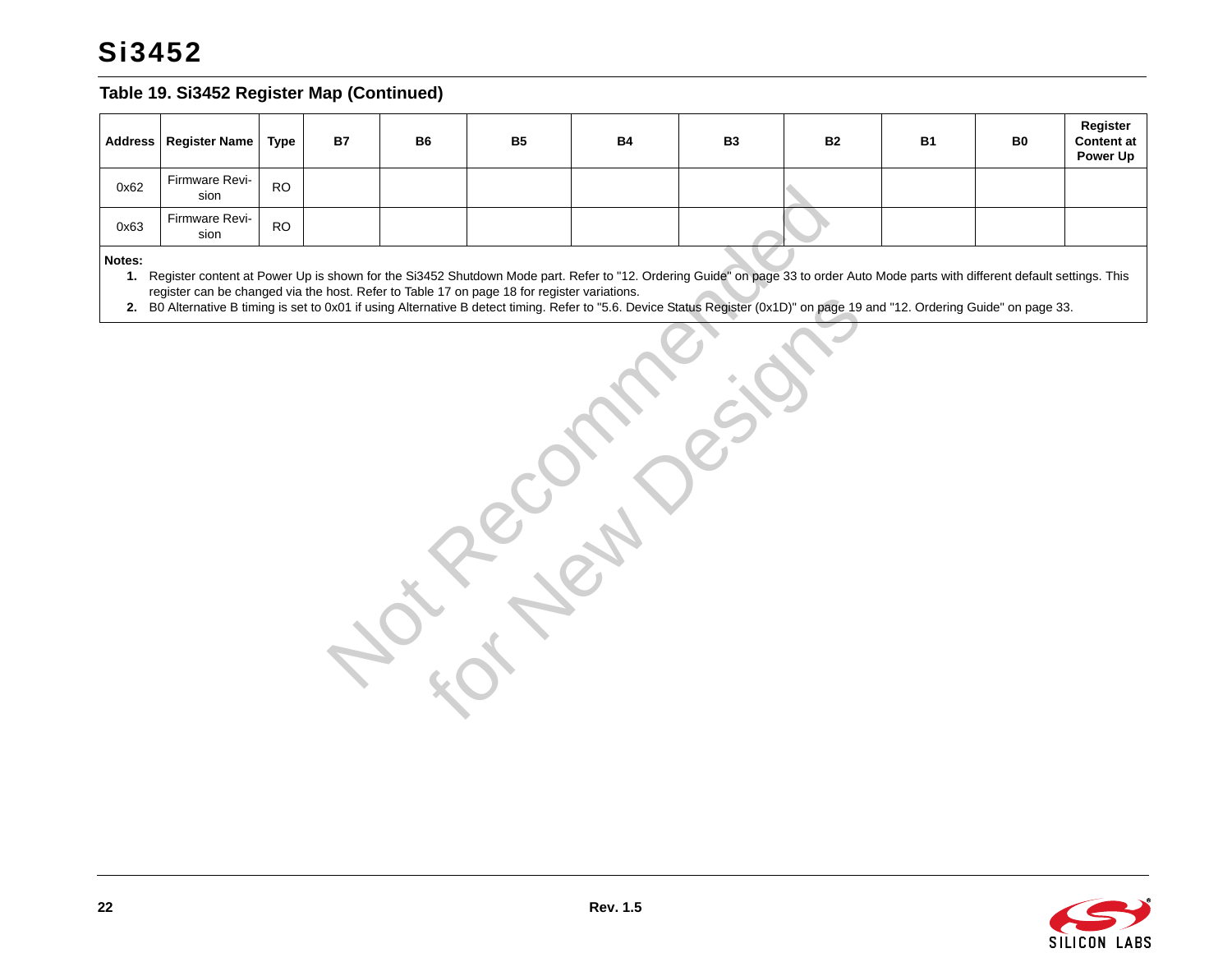## Table 19. Si3452 Register Map (Continued)

| Address | Register Name | Type | B7 | B6 | B5 | B4 | B3 | B2 | B1 | B0 | Register Content at Power Up |
|---|---|---|---|---|---|---|---|---|---|---|---|
| 0x62 | Firmware Revision | RO | | | | | | | | | |
| 0x63 | Firmware Revision | RO | | | | | | | | | |

**Notes:**

1. Register content at Power Up is shown for the Si3452 Shutdown Mode part. Refer to "12. Ordering Guide" on page 33 to order Auto Mode parts with different default settings. This register can be changed via the host. Refer to Table 17 on page 18 for register variations.
2. B0 Alternative B timing is set to 0x01 if using Alternative B detect timing. Refer to "5.6. Device Status Register (0x1D)" on page 19 and "12. Ordering Guide" on page 33.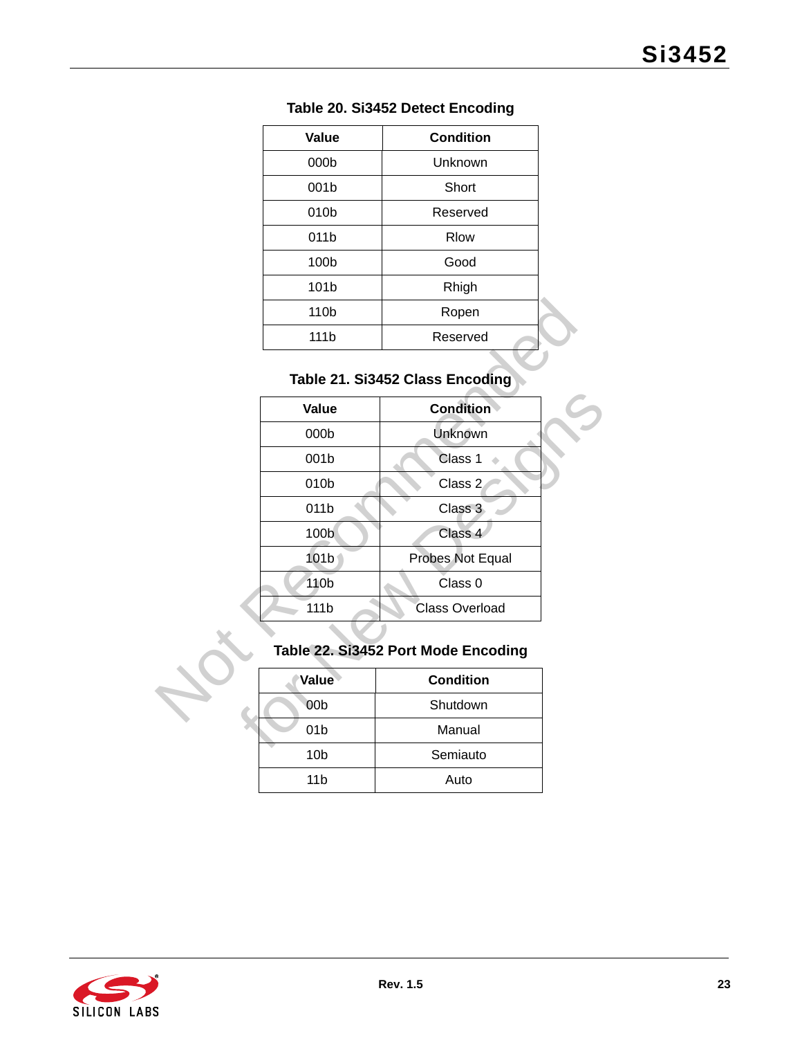**Table 20. Si3452 Detect Encoding**

| Value | Condition |
|---|---|
| 000b | Unknown |
| 001b | Short |
| 010b | Reserved |
| 011b | Rlow |
| 100b | Good |
| 101b | Rhigh |
| 110b | Ropen |
| 111b | Reserved |

**Table 21. Si3452 Class Encoding**

| Value | Condition |
|---|---|
| 000b | Unknown |
| 001b | Class 1 |
| 010b | Class 2 |
| 011b | Class 3 |
| 100b | Class 4 |
| 101b | Probes Not Equal |
| 110b | Class 0 |
| 111b | Class Overload |

**Table 22. Si3452 Port Mode Encoding**

| Value | Condition |
|---|---|
| 00b | Shutdown |
| 01b | Manual |
| 10b | Semiauto |
| 11b | Auto |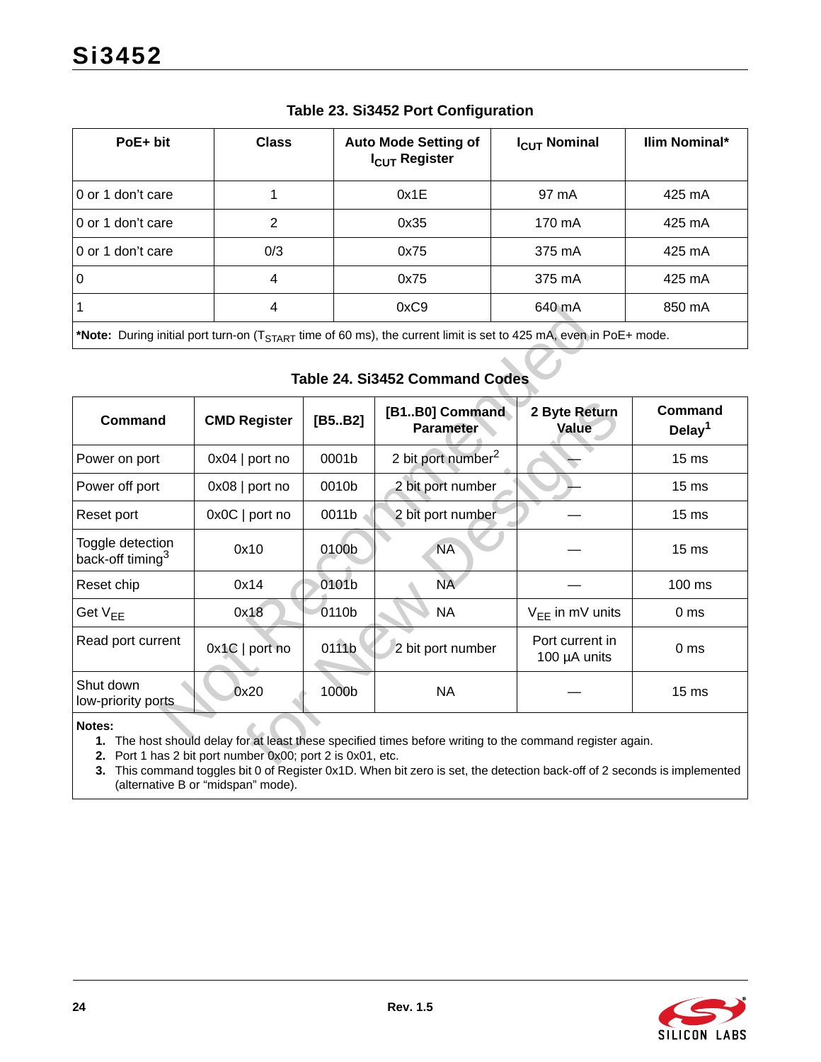**Table 23. Si3452 Port Configuration**

| PoE+ bit | Class | Auto Mode Setting of $I_{CUT}$ Register | $I_{CUT}$ Nominal | Ilim Nominal* |
|---|---|---|---|---|
| 0 or 1 don't care | 1 | 0x1E | 97 mA | 425 mA |
| 0 or 1 don't care | 2 | 0x35 | 170 mA | 425 mA |
| 0 or 1 don't care | 0/3 | 0x75 | 375 mA | 425 mA |
| 0 | 4 | 0x75 | 375 mA | 425 mA |
| 1 | 4 | 0xC9 | 640 mA | 850 mA |

***Note:** During initial port turn-on ($T_{START}$ time of 60 ms), the current limit is set to 425 mA, even in PoE+ mode.

**Table 24. Si3452 Command Codes**

| Command | CMD Register | [B5..B2] | [B1..B0] Command Parameter | 2 Byte Return Value | Command Delay[1] |
|---|---|---|---|---|---|
| Power on port | 0x04 \| port no | 0001b | 2 bit port number[2] | — | 15 ms |
| Power off port | 0x08 \| port no | 0010b | 2 bit port number | — | 15 ms |
| Reset port | 0x0C \| port no | 0011b | 2 bit port number | — | 15 ms |
| Toggle detection back-off timing[3] | 0x10 | 0100b | NA | — | 15 ms |
| Reset chip | 0x14 | 0101b | NA | — | 100 ms |
| Get $V_{EE}$ | 0x18 | 0110b | NA | $V_{EE}$ in mV units | 0 ms |
| Read port current | 0x1C \| port no | 0111b | 2 bit port number | Port current in 100 µA units | 0 ms |
| Shut down low-priority ports | 0x20 | 1000b | NA | — | 15 ms |

**Notes:**

1. The host should delay for at least these specified times before writing to the command register again.
2. Port 1 has 2 bit port number 0x00; port 2 is 0x01, etc.
3. This command toggles bit 0 of Register 0x1D. When bit zero is set, the detection back-off of 2 seconds is implemented (alternative B or "midspan" mode).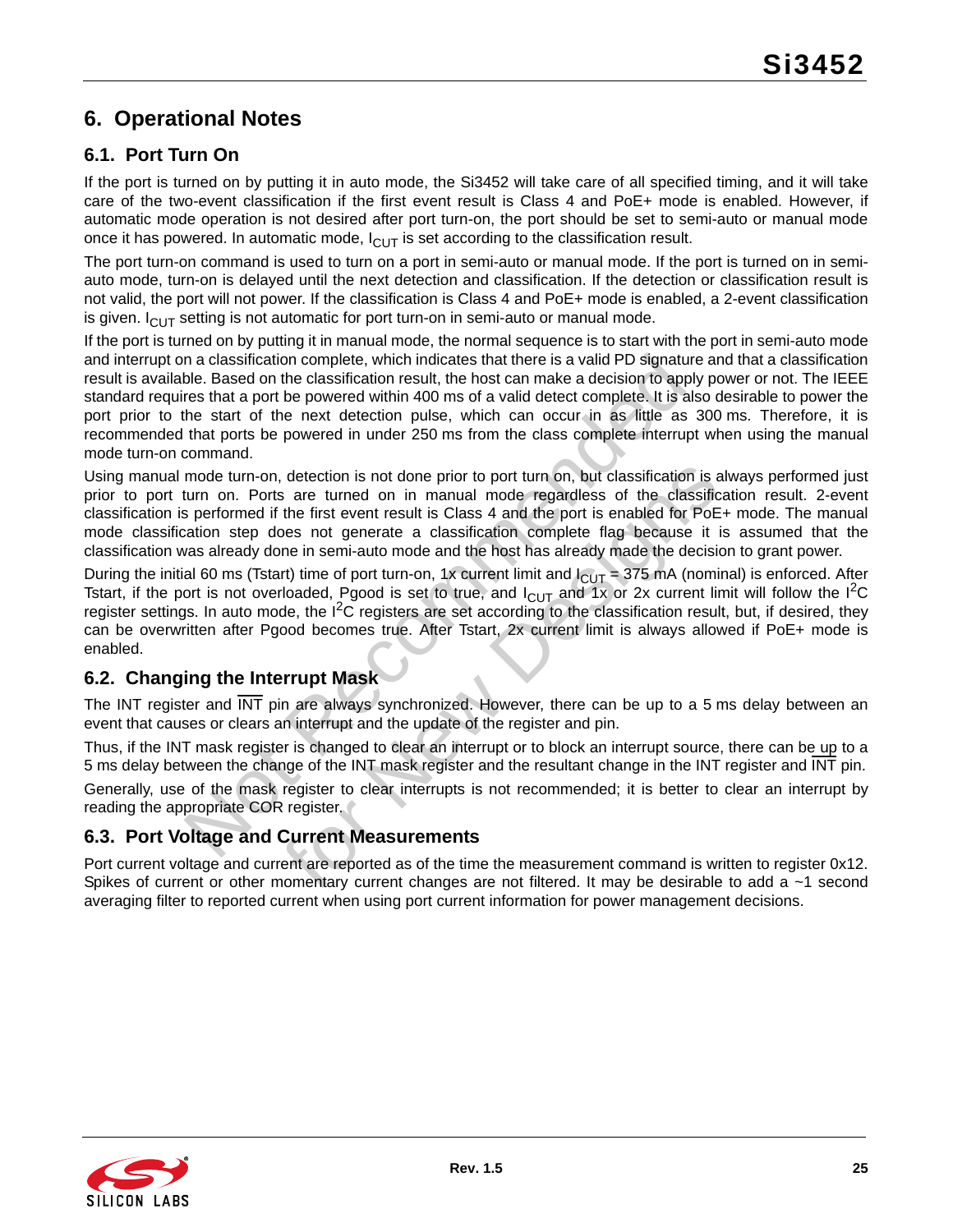# 6. Operational Notes

## 6.1. Port Turn On

If the port is turned on by putting it in auto mode, the Si3452 will take care of all specified timing, and it will take care of the two-event classification if the first event result is Class 4 and PoE+ mode is enabled. However, if automatic mode operation is not desired after port turn-on, the port should be set to semi-auto or manual mode once it has powered. In automatic mode, $I_{CUT}$ is set according to the classification result.

The port turn-on command is used to turn on a port in semi-auto or manual mode. If the port is turned on in semi-auto mode, turn-on is delayed until the next detection and classification. If the detection or classification result is not valid, the port will not power. If the classification is Class 4 and PoE+ mode is enabled, a 2-event classification is given. $I_{CUT}$ setting is not automatic for port turn-on in semi-auto or manual mode.

If the port is turned on by putting it in manual mode, the normal sequence is to start with the port in semi-auto mode and interrupt on a classification complete, which indicates that there is a valid PD signature and that a classification result is available. Based on the classification result, the host can make a decision to apply power or not. The IEEE standard requires that a port be powered within 400 ms of a valid detect complete. It is also desirable to power the port prior to the start of the next detection pulse, which can occur in as little as 300 ms. Therefore, it is recommended that ports be powered in under 250 ms from the class complete interrupt when using the manual mode turn-on command.

Using manual mode turn-on, detection is not done prior to port turn on, but classification is always performed just prior to port turn on. Ports are turned on in manual mode regardless of the classification result. 2-event classification is performed if the first event result is Class 4 and the port is enabled for PoE+ mode. The manual mode classification step does not generate a classification complete flag because it is assumed that the classification was already done in semi-auto mode and the host has already made the decision to grant power.

During the initial 60 ms (Tstart) time of port turn-on, 1x current limit and $I_{CUT}$ = 375 mA (nominal) is enforced. After Tstart, if the port is not overloaded, Pgood is set to true, and $I_{CUT}$ and 1x or 2x current limit will follow the $I^2C$ register settings. In auto mode, the $I^2C$ registers are set according to the classification result, but, if desired, they can be overwritten after Pgood becomes true. After Tstart, 2x current limit is always allowed if PoE+ mode is enabled.

## 6.2. Changing the Interrupt Mask

The INT register and $\overline{\text{INT}}$ pin are always synchronized. However, there can be up to a 5 ms delay between an event that causes or clears an interrupt and the update of the register and pin.

Thus, if the INT mask register is changed to clear an interrupt or to block an interrupt source, there can be up to a 5 ms delay between the change of the INT mask register and the resultant change in the INT register and $\overline{\text{INT}}$ pin.

Generally, use of the mask register to clear interrupts is not recommended; it is better to clear an interrupt by reading the appropriate COR register.

## 6.3. Port Voltage and Current Measurements

Port current voltage and current are reported as of the time the measurement command is written to register 0x12. Spikes of current or other momentary current changes are not filtered. It may be desirable to add a ~1 second averaging filter to reported current when using port current information for power management decisions.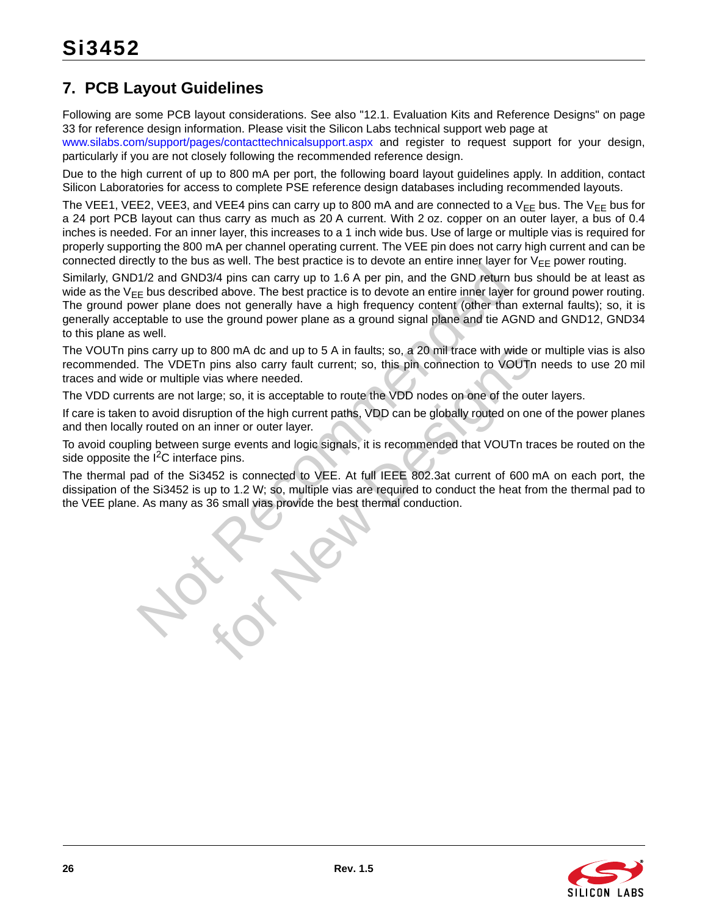## 7. PCB Layout Guidelines

Following are some PCB layout considerations. See also "12.1. Evaluation Kits and Reference Designs" on page 33 for reference design information. Please visit the Silicon Labs technical support web page at www.silabs.com/support/pages/contacttechnicalsupport.aspx and register to request support for your design, particularly if you are not closely following the recommended reference design.

Due to the high current of up to 800 mA per port, the following board layout guidelines apply. In addition, contact Silicon Laboratories for access to complete PSE reference design databases including recommended layouts.

The VEE1, VEE2, VEE3, and VEE4 pins can carry up to 800 mA and are connected to a $V_{EE}$ bus. The $V_{EE}$ bus for a 24 port PCB layout can thus carry as much as 20 A current. With 2 oz. copper on an outer layer, a bus of 0.4 inches is needed. For an inner layer, this increases to a 1 inch wide bus. Use of large or multiple vias is required for properly supporting the 800 mA per channel operating current. The VEE pin does not carry high current and can be connected directly to the bus as well. The best practice is to devote an entire inner layer for $V_{EE}$ power routing.

Similarly, GND1/2 and GND3/4 pins can carry up to 1.6 A per pin, and the GND return bus should be at least as wide as the $V_{EE}$ bus described above. The best practice is to devote an entire inner layer for ground power routing. The ground power plane does not generally have a high frequency content (other than external faults); so, it is generally acceptable to use the ground power plane as a ground signal plane and tie AGND and GND12, GND34 to this plane as well.

The VOUTn pins carry up to 800 mA dc and up to 5 A in faults; so, a 20 mil trace with wide or multiple vias is also recommended. The VDETn pins also carry fault current; so, this pin connection to VOUTn needs to use 20 mil traces and wide or multiple vias where needed.

The VDD currents are not large; so, it is acceptable to route the VDD nodes on one of the outer layers.

If care is taken to avoid disruption of the high current paths, VDD can be globally routed on one of the power planes and then locally routed on an inner or outer layer.

To avoid coupling between surge events and logic signals, it is recommended that VOUTn traces be routed on the side opposite the $I^2C$ interface pins.

The thermal pad of the Si3452 is connected to VEE. At full IEEE 802.3at current of 600 mA on each port, the dissipation of the Si3452 is up to 1.2 W; so, multiple vias are required to conduct the heat from the thermal pad to the VEE plane. As many as 36 small vias provide the best thermal conduction.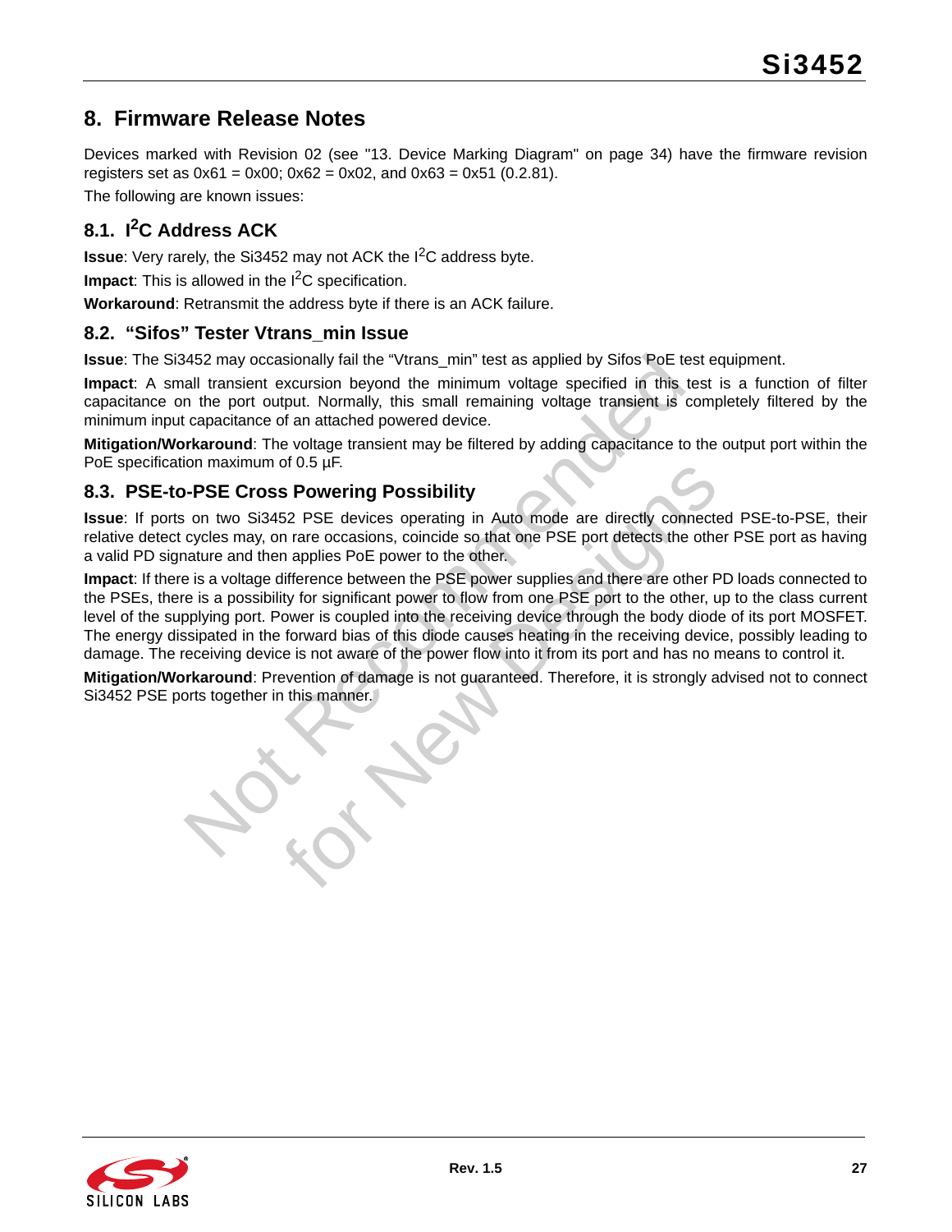## 8. Firmware Release Notes

Devices marked with Revision 02 (see "13. Device Marking Diagram" on page 34) have the firmware revision registers set as 0x61 = 0x00; 0x62 = 0x02, and 0x63 = 0x51 (0.2.81).

The following are known issues:

### 8.1. I$^2$C Address ACK

**Issue**: Very rarely, the Si3452 may not ACK the I$^2$C address byte.

**Impact**: This is allowed in the I$^2$C specification.

**Workaround**: Retransmit the address byte if there is an ACK failure.

### 8.2. “Sifos” Tester Vtrans_min Issue

**Issue**: The Si3452 may occasionally fail the “Vtrans_min” test as applied by Sifos PoE test equipment.

**Impact**: A small transient excursion beyond the minimum voltage specified in this test is a function of filter capacitance on the port output. Normally, this small remaining voltage transient is completely filtered by the minimum input capacitance of an attached powered device.

**Mitigation/Workaround**: The voltage transient may be filtered by adding capacitance to the output port within the PoE specification maximum of 0.5 µF.

### 8.3. PSE-to-PSE Cross Powering Possibility

**Issue**: If ports on two Si3452 PSE devices operating in Auto mode are directly connected PSE-to-PSE, their relative detect cycles may, on rare occasions, coincide so that one PSE port detects the other PSE port as having a valid PD signature and then applies PoE power to the other.

**Impact**: If there is a voltage difference between the PSE power supplies and there are other PD loads connected to the PSEs, there is a possibility for significant power to flow from one PSE port to the other, up to the class current level of the supplying port. Power is coupled into the receiving device through the body diode of its port MOSFET. The energy dissipated in the forward bias of this diode causes heating in the receiving device, possibly leading to damage. The receiving device is not aware of the power flow into it from its port and has no means to control it.

**Mitigation/Workaround**: Prevention of damage is not guaranteed. Therefore, it is strongly advised not to connect Si3452 PSE ports together in this manner.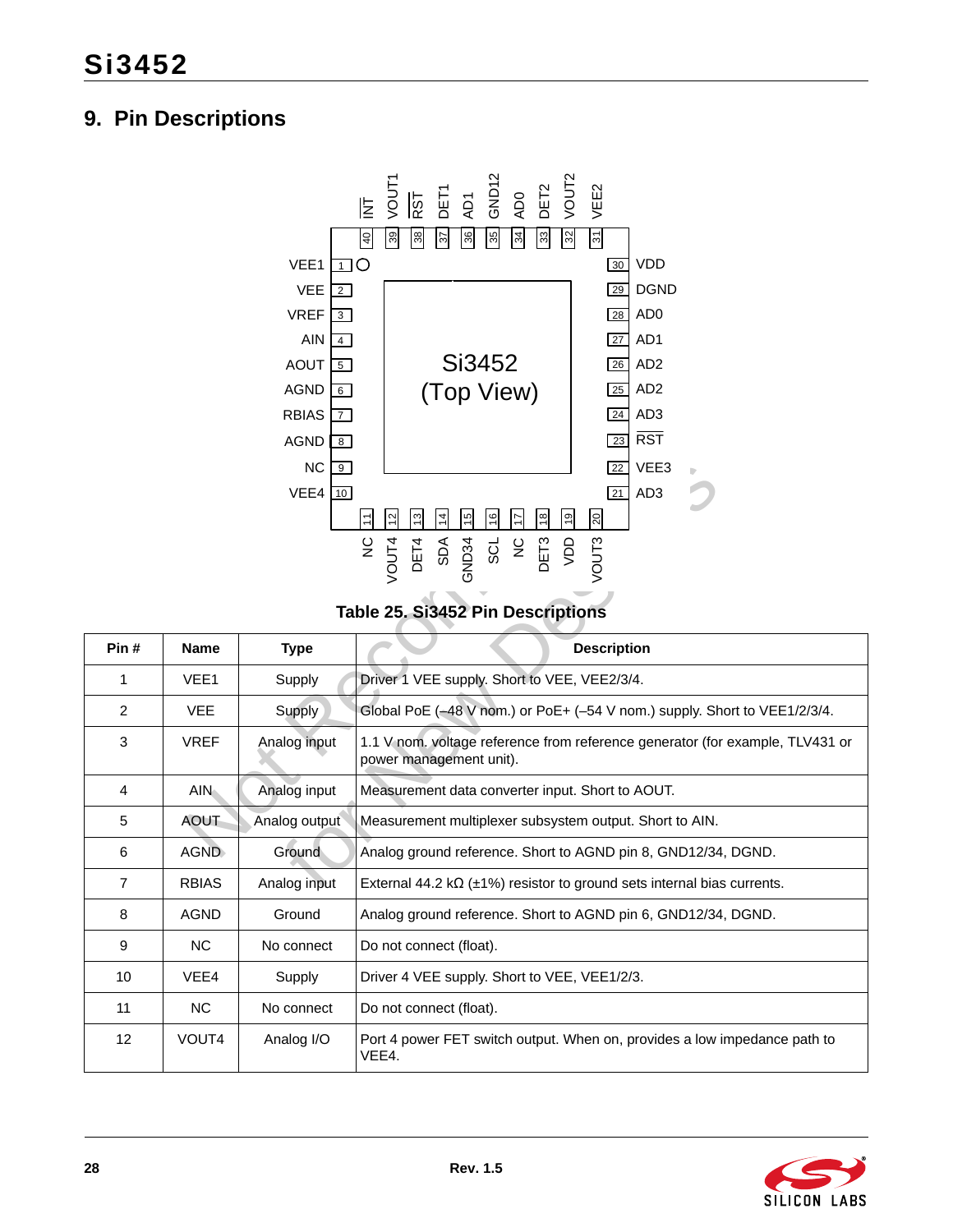# 9. Pin Descriptions

Table 25. Si3452 Pin Descriptions

| Pin # | Name | Type | Description |
|---|---|---|---|
| 1 | VEE1 | Supply | Driver 1 VEE supply. Short to VEE, VEE2/3/4. |
| 2 | VEE | Supply | Global PoE (–48 V nom.) or PoE+ (–54 V nom.) supply. Short to VEE1/2/3/4. |
| 3 | VREF | Analog input | 1.1 V nom. voltage reference from reference generator (for example, TLV431 or power management unit). |
| 4 | AIN | Analog input | Measurement data converter input. Short to AOUT. |
| 5 | AOUT | Analog output | Measurement multiplexer subsystem output. Short to AIN. |
| 6 | AGND | Ground | Analog ground reference. Short to AGND pin 8, GND12/34, DGND. |
| 7 | RBIAS | Analog input | External 44.2 kΩ (±1%) resistor to ground sets internal bias currents. |
| 8 | AGND | Ground | Analog ground reference. Short to AGND pin 6, GND12/34, DGND. |
| 9 | NC | No connect | Do not connect (float). |
| 10 | VEE4 | Supply | Driver 4 VEE supply. Short to VEE, VEE1/2/3. |
| 11 | NC | No connect | Do not connect (float). |
| 12 | VOUT4 | Analog I/O | Port 4 power FET switch output. When on, provides a low impedance path to VEE4. |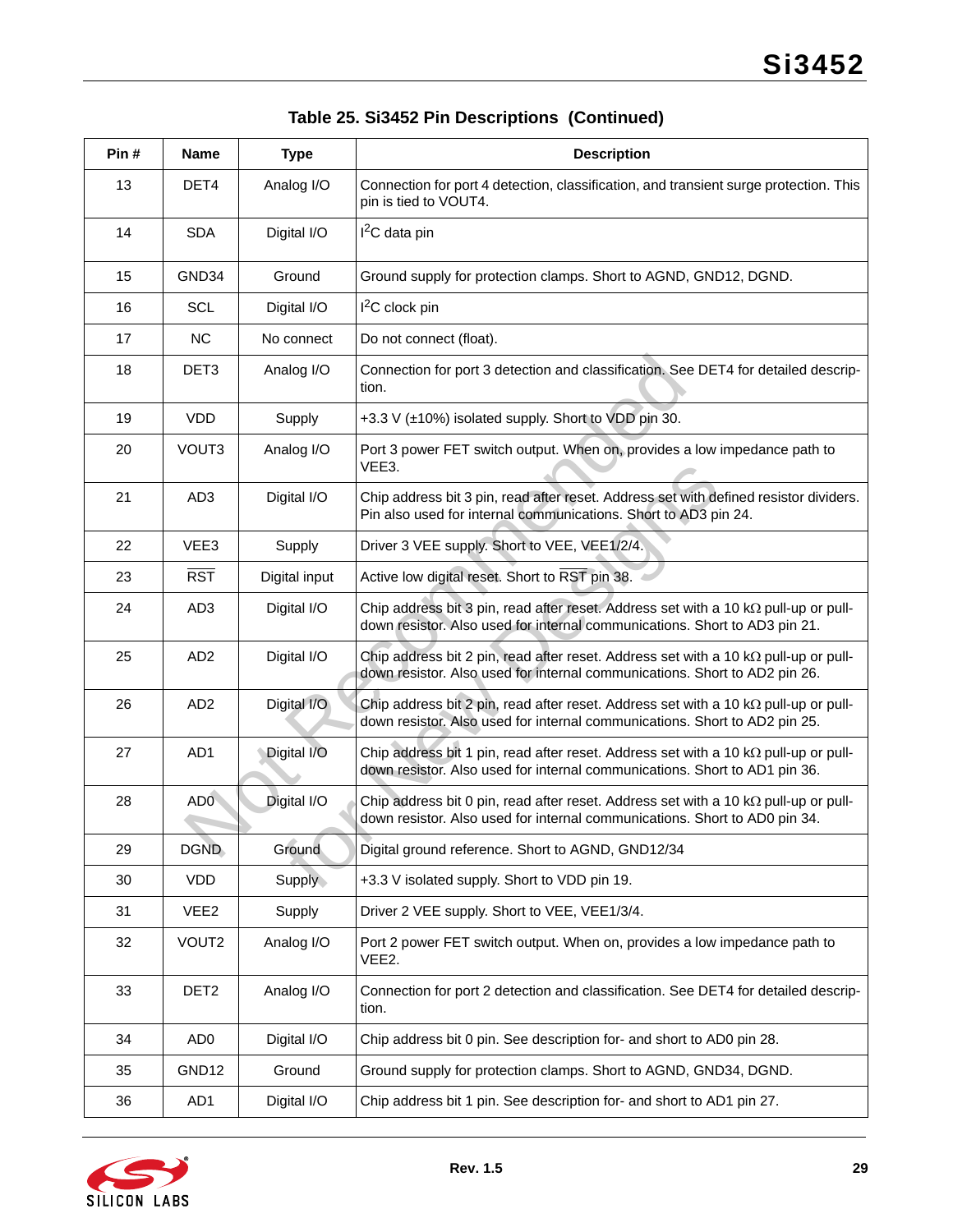**Table 25. Si3452 Pin Descriptions (Continued)**

| Pin # | Name | Type | Description |
|---|---|---|---|
| 13 | DET4 | Analog I/O | Connection for port 4 detection, classification, and transient surge protection. This pin is tied to VOUT4. |
| 14 | SDA | Digital I/O | $I^2C$ data pin |
| 15 | GND34 | Ground | Ground supply for protection clamps. Short to AGND, GND12, DGND. |
| 16 | SCL | Digital I/O | $I^2C$ clock pin |
| 17 | NC | No connect | Do not connect (float). |
| 18 | DET3 | Analog I/O | Connection for port 3 detection and classification. See DET4 for detailed description. |
| 19 | VDD | Supply | +3.3 V (±10%) isolated supply. Short to VDD pin 30. |
| 20 | VOUT3 | Analog I/O | Port 3 power FET switch output. When on, provides a low impedance path to VEE3. |
| 21 | AD3 | Digital I/O | Chip address bit 3 pin, read after reset. Address set with defined resistor dividers. Pin also used for internal communications. Short to AD3 pin 24. |
| 22 | VEE3 | Supply | Driver 3 VEE supply. Short to VEE, VEE1/2/4. |
| 23 | $\overline{\text{RST}}$ | Digital input | Active low digital reset. Short to $\overline{\text{RST}}$ pin 38. |
| 24 | AD3 | Digital I/O | Chip address bit 3 pin, read after reset. Address set with a 10 kΩ pull-up or pull-down resistor. Also used for internal communications. Short to AD3 pin 21. |
| 25 | AD2 | Digital I/O | Chip address bit 2 pin, read after reset. Address set with a 10 kΩ pull-up or pull-down resistor. Also used for internal communications. Short to AD2 pin 26. |
| 26 | AD2 | Digital I/O | Chip address bit 2 pin, read after reset. Address set with a 10 kΩ pull-up or pull-down resistor. Also used for internal communications. Short to AD2 pin 25. |
| 27 | AD1 | Digital I/O | Chip address bit 1 pin, read after reset. Address set with a 10 kΩ pull-up or pull-down resistor. Also used for internal communications. Short to AD1 pin 36. |
| 28 | AD0 | Digital I/O | Chip address bit 0 pin, read after reset. Address set with a 10 kΩ pull-up or pull-down resistor. Also used for internal communications. Short to AD0 pin 34. |
| 29 | DGND | Ground | Digital ground reference. Short to AGND, GND12/34 |
| 30 | VDD | Supply | +3.3 V isolated supply. Short to VDD pin 19. |
| 31 | VEE2 | Supply | Driver 2 VEE supply. Short to VEE, VEE1/3/4. |
| 32 | VOUT2 | Analog I/O | Port 2 power FET switch output. When on, provides a low impedance path to VEE2. |
| 33 | DET2 | Analog I/O | Connection for port 2 detection and classification. See DET4 for detailed description. |
| 34 | AD0 | Digital I/O | Chip address bit 0 pin. See description for- and short to AD0 pin 28. |
| 35 | GND12 | Ground | Ground supply for protection clamps. Short to AGND, GND34, DGND. |
| 36 | AD1 | Digital I/O | Chip address bit 1 pin. See description for- and short to AD1 pin 27. |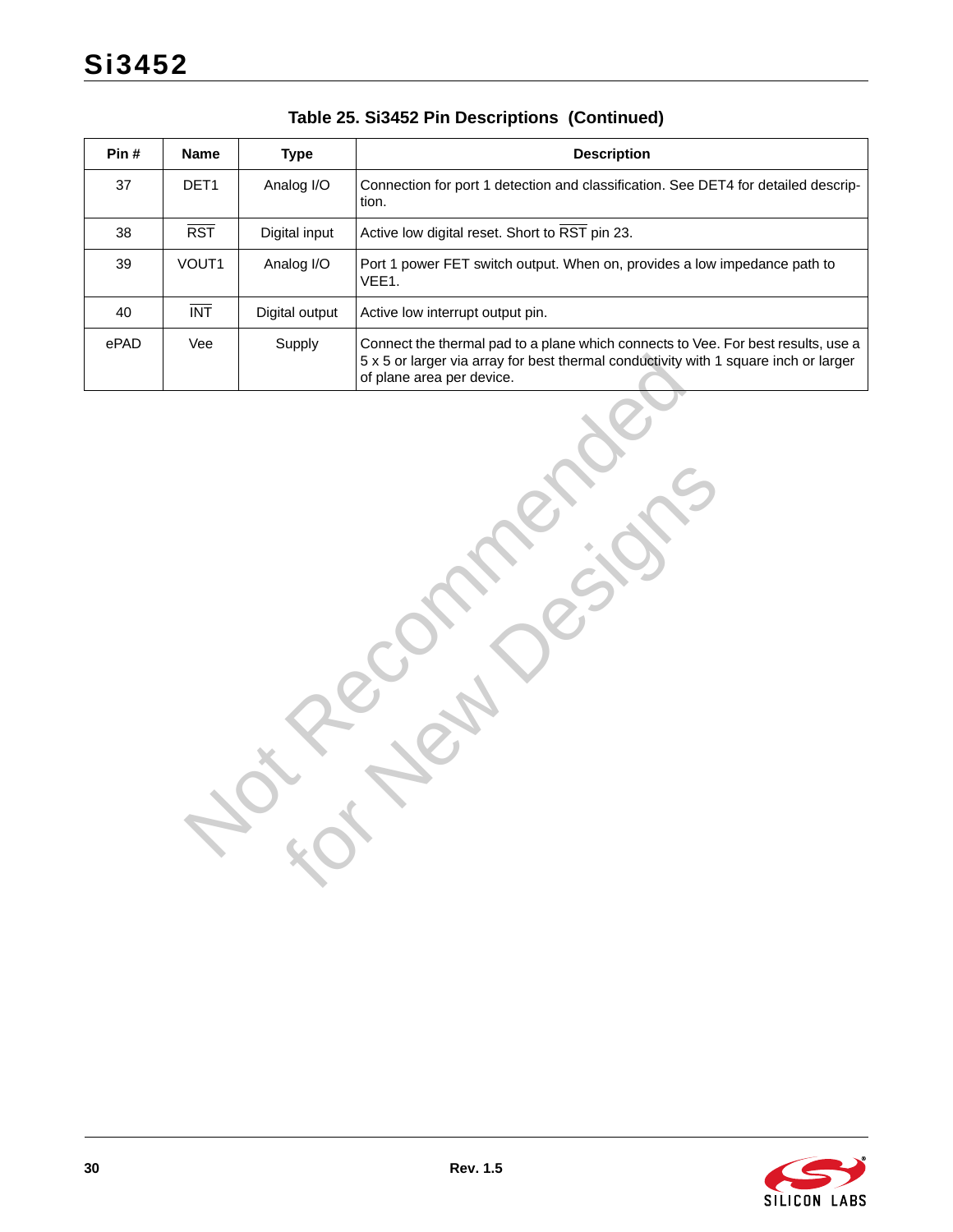**Table 25. Si3452 Pin Descriptions (Continued)**

| Pin # | Name | Type | Description |
|---|---|---|---|
| 37 | DET1 | Analog I/O | Connection for port 1 detection and classification. See DET4 for detailed description. |
| 38 | $\overline{\text{RST}}$ | Digital input | Active low digital reset. Short to $\overline{\text{RST}}$ pin 23. |
| 39 | VOUT1 | Analog I/O | Port 1 power FET switch output. When on, provides a low impedance path to VEE1. |
| 40 | $\overline{\text{INT}}$ | Digital output | Active low interrupt output pin. |
| ePAD | Vee | Supply | Connect the thermal pad to a plane which connects to Vee. For best results, use a 5 x 5 or larger via array for best thermal conductivity with 1 square inch or larger of plane area per device. |

Not Recommended for New Designs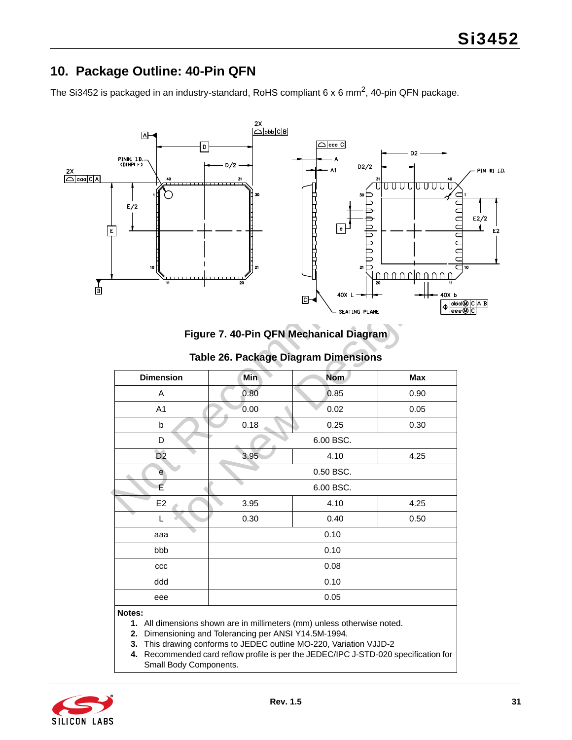## 10. Package Outline: 40-Pin QFN

The Si3452 is packaged in an industry-standard, RoHS compliant 6 x 6 $mm^2$, 40-pin QFN package.

**Figure 7. 40-Pin QFN Mechanical Diagram**

**Table 26. Package Diagram Dimensions**

| Dimension | Min | Nom | Max |
|---|---|---|---|
| A | 0.80 | 0.85 | 0.90 |
| A1 | 0.00 | 0.02 | 0.05 |
| b | 0.18 | 0.25 | 0.30 |
| D | | 6.00 BSC. | |
| D2 | 3.95 | 4.10 | 4.25 |
| e | | 0.50 BSC. | |
| E | | 6.00 BSC. | |
| E2 | 3.95 | 4.10 | 4.25 |
| L | 0.30 | 0.40 | 0.50 |
| aaa | | 0.10 | |
| bbb | | 0.10 | |
| ccc | | 0.08 | |
| ddd | | 0.10 | |
| eee | | 0.05 | |

**Notes:**

1. All dimensions shown are in millimeters (mm) unless otherwise noted.
2. Dimensioning and Tolerancing per ANSI Y14.5M-1994.
3. This drawing conforms to JEDEC outline MO-220, Variation VJJD-2
4. Recommended card reflow profile is per the JEDEC/IPC J-STD-020 specification for Small Body Components.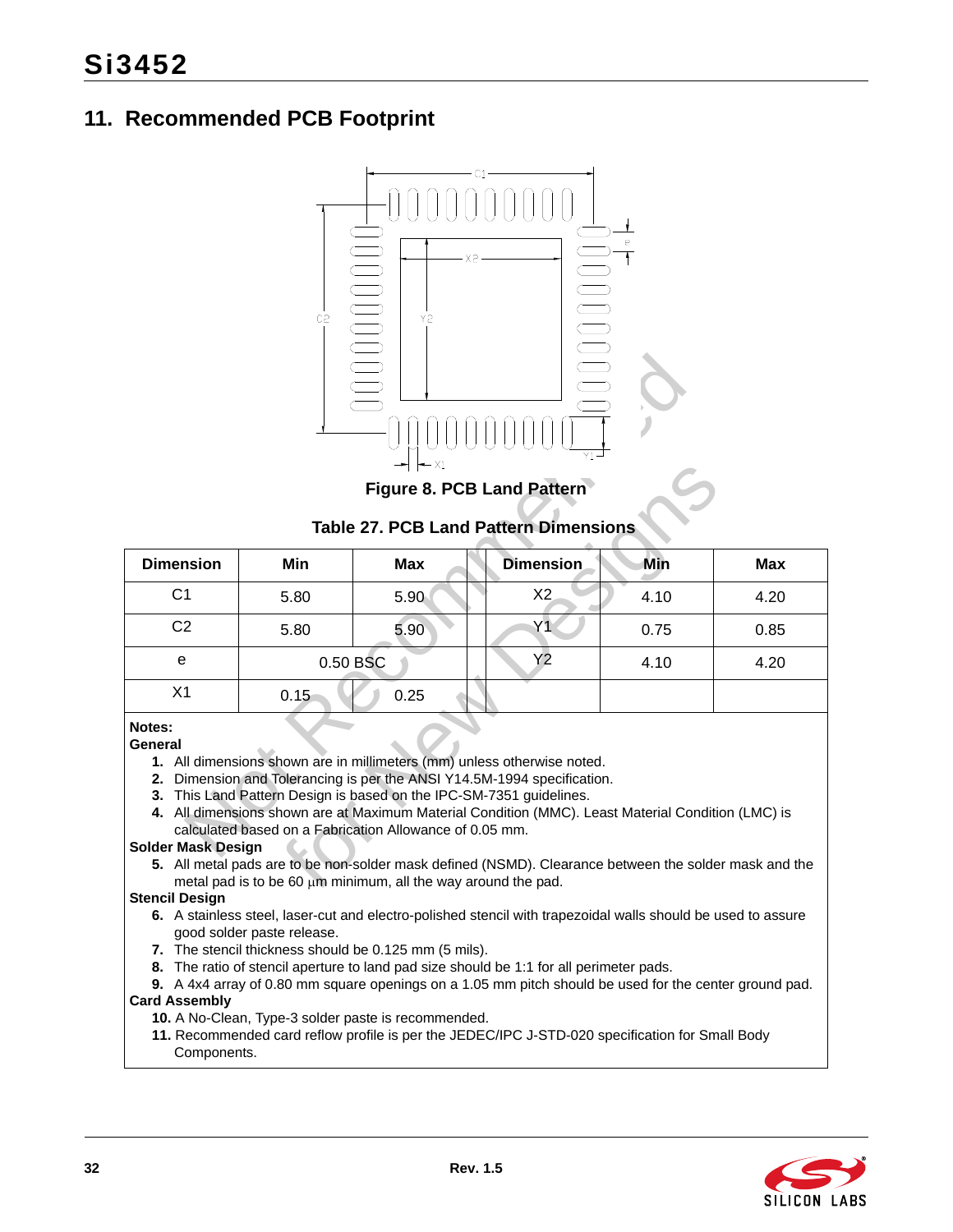## 11. Recommended PCB Footprint

Figure 8. PCB Land Pattern

**Table 27. PCB Land Pattern Dimensions**

| Dimension | Min | Max | Dimension | Min | Max |
|---|---|---|---|---|---|
| C1 | 5.80 | 5.90 | X2 | 4.10 | 4.20 |
| C2 | 5.80 | 5.90 | Y1 | 0.75 | 0.85 |
| e | 0.50 BSC | | Y2 | 4.10 | 4.20 |
| X1 | 0.15 | 0.25 | | | |

**Notes:**

**General**

1. All dimensions shown are in millimeters (mm) unless otherwise noted.
2. Dimension and Tolerancing is per the ANSI Y14.5M-1994 specification.
3. This Land Pattern Design is based on the IPC-SM-7351 guidelines.
4. All dimensions shown are at Maximum Material Condition (MMC). Least Material Condition (LMC) is calculated based on a Fabrication Allowance of 0.05 mm.

**Solder Mask Design**

5. All metal pads are to be non-solder mask defined (NSMD). Clearance between the solder mask and the metal pad is to be 60 µm minimum, all the way around the pad.

**Stencil Design**

6. A stainless steel, laser-cut and electro-polished stencil with trapezoidal walls should be used to assure good solder paste release.
7. The stencil thickness should be 0.125 mm (5 mils).
8. The ratio of stencil aperture to land pad size should be 1:1 for all perimeter pads.
9. A 4x4 array of 0.80 mm square openings on a 1.05 mm pitch should be used for the center ground pad.

**Card Assembly**

10. A No-Clean, Type-3 solder paste is recommended.
11. Recommended card reflow profile is per the JEDEC/IPC J-STD-020 specification for Small Body Components.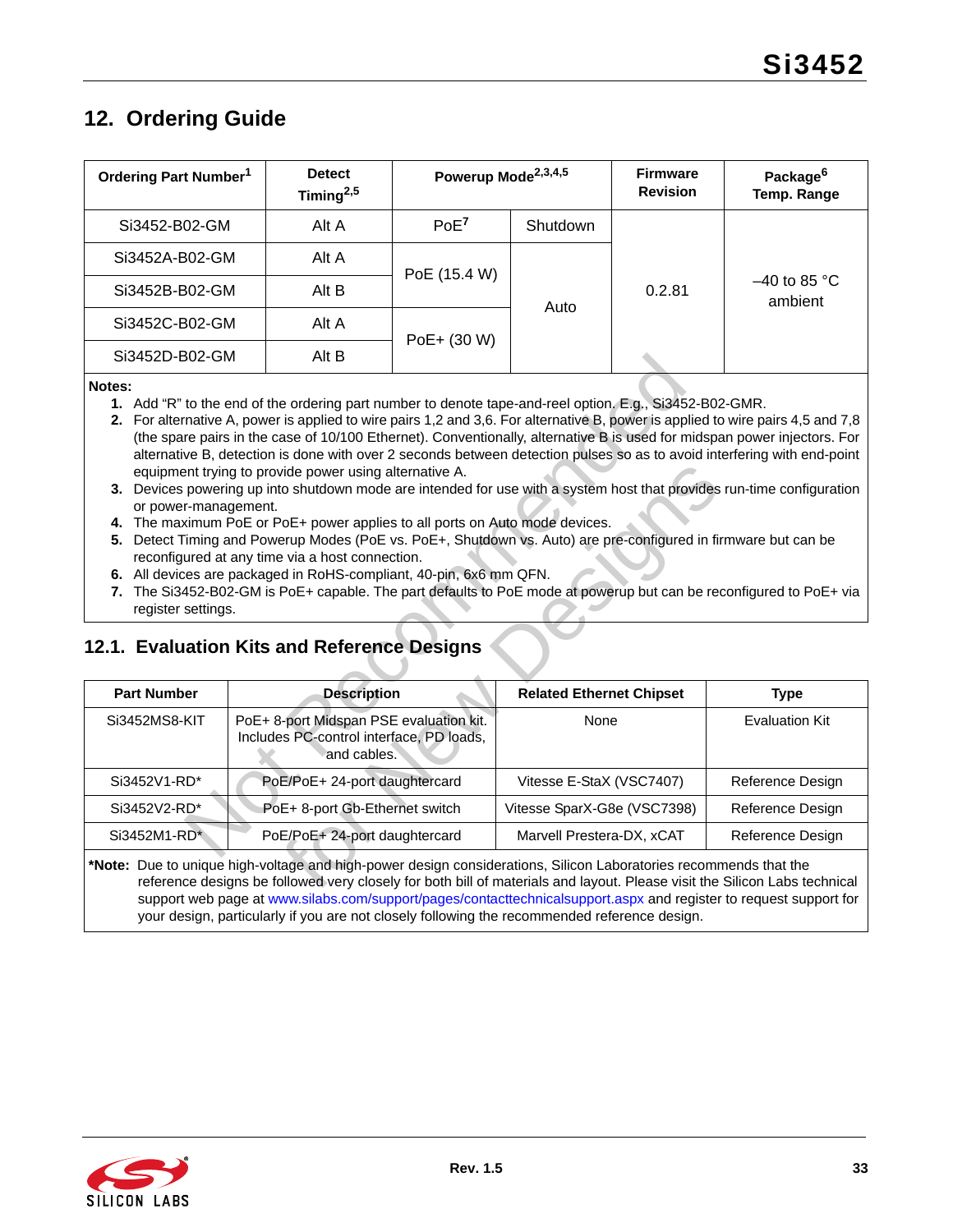# 12. Ordering Guide

| Ordering Part Number[1] | Detect Timing[2,5] | Powerup Mode[2,3,4,5] | | Firmware Revision | Package[6] Temp. Range |
|---|---|---|---|---|---|
| Si3452-B02-GM | Alt A | PoE[7] | Shutdown | 0.2.81 | –40 to 85 °C ambient |
| Si3452A-B02-GM | Alt A | PoE (15.4 W) | Auto | | |
| Si3452B-B02-GM | Alt B | | | | |
| Si3452C-B02-GM | Alt A | PoE+ (30 W) | | | |
| Si3452D-B02-GM | Alt B | | | | |

**Notes:**

1. Add "R" to the end of the ordering part number to denote tape-and-reel option. E.g., Si3452-B02-GMR.
2. For alternative A, power is applied to wire pairs 1,2 and 3,6. For alternative B, power is applied to wire pairs 4,5 and 7,8 (the spare pairs in the case of 10/100 Ethernet). Conventionally, alternative B is used for midspan power injectors. For alternative B, detection is done with over 2 seconds between detection pulses so as to avoid interfering with end-point equipment trying to provide power using alternative A.
3. Devices powering up into shutdown mode are intended for use with a system host that provides run-time configuration or power-management.
4. The maximum PoE or PoE+ power applies to all ports on Auto mode devices.
5. Detect Timing and Powerup Modes (PoE vs. PoE+, Shutdown vs. Auto) are pre-configured in firmware but can be reconfigured at any time via a host connection.
6. All devices are packaged in RoHS-compliant, 40-pin, 6x6 mm QFN.
7. The Si3452-B02-GM is PoE+ capable. The part defaults to PoE mode at powerup but can be reconfigured to PoE+ via register settings.

## 12.1. Evaluation Kits and Reference Designs

| Part Number | Description | Related Ethernet Chipset | Type |
|---|---|---|---|
| Si3452MS8-KIT | PoE+ 8-port Midspan PSE evaluation kit. Includes PC-control interface, PD loads, and cables. | None | Evaluation Kit |
| Si3452V1-RD* | PoE/PoE+ 24-port daughtercard | Vitesse E-StaX (VSC7407) | Reference Design |
| Si3452V2-RD* | PoE+ 8-port Gb-Ethernet switch | Vitesse SparX-G8e (VSC7398) | Reference Design |
| Si3452M1-RD* | PoE/PoE+ 24-port daughtercard | Marvell Prestera-DX, xCAT | Reference Design |

**\*Note:** Due to unique high-voltage and high-power design considerations, Silicon Laboratories recommends that the reference designs be followed very closely for both bill of materials and layout. Please visit the Silicon Labs technical support web page at www.silabs.com/support/pages/contacttechnicalsupport.aspx and register to request support for your design, particularly if you are not closely following the recommended reference design.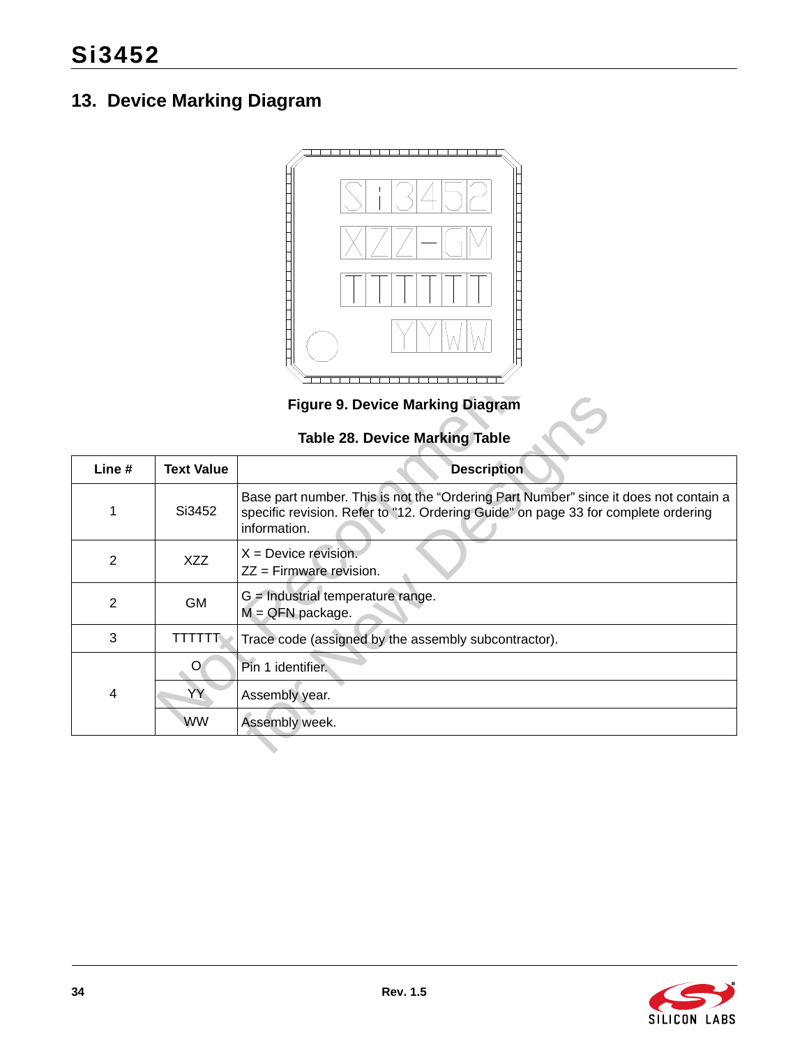## 13. Device Marking Diagram

Figure 9. Device Marking Diagram

**Table 28. Device Marking Table**

| Line # | Text Value | Description |
|---|---|---|
| 1 | Si3452 | Base part number. This is not the "Ordering Part Number" since it does not contain a specific revision. Refer to "12. Ordering Guide" on page 33 for complete ordering information. |
| 2 | XZZ | X = Device revision.<br>ZZ = Firmware revision. |
| 2 | GM | G = Industrial temperature range.<br>M = QFN package. |
| 3 | TTTTTT | Trace code (assigned by the assembly subcontractor). |
| 4 | O | Pin 1 identifier. |
| | YY | Assembly year. |
| | WW | Assembly week. |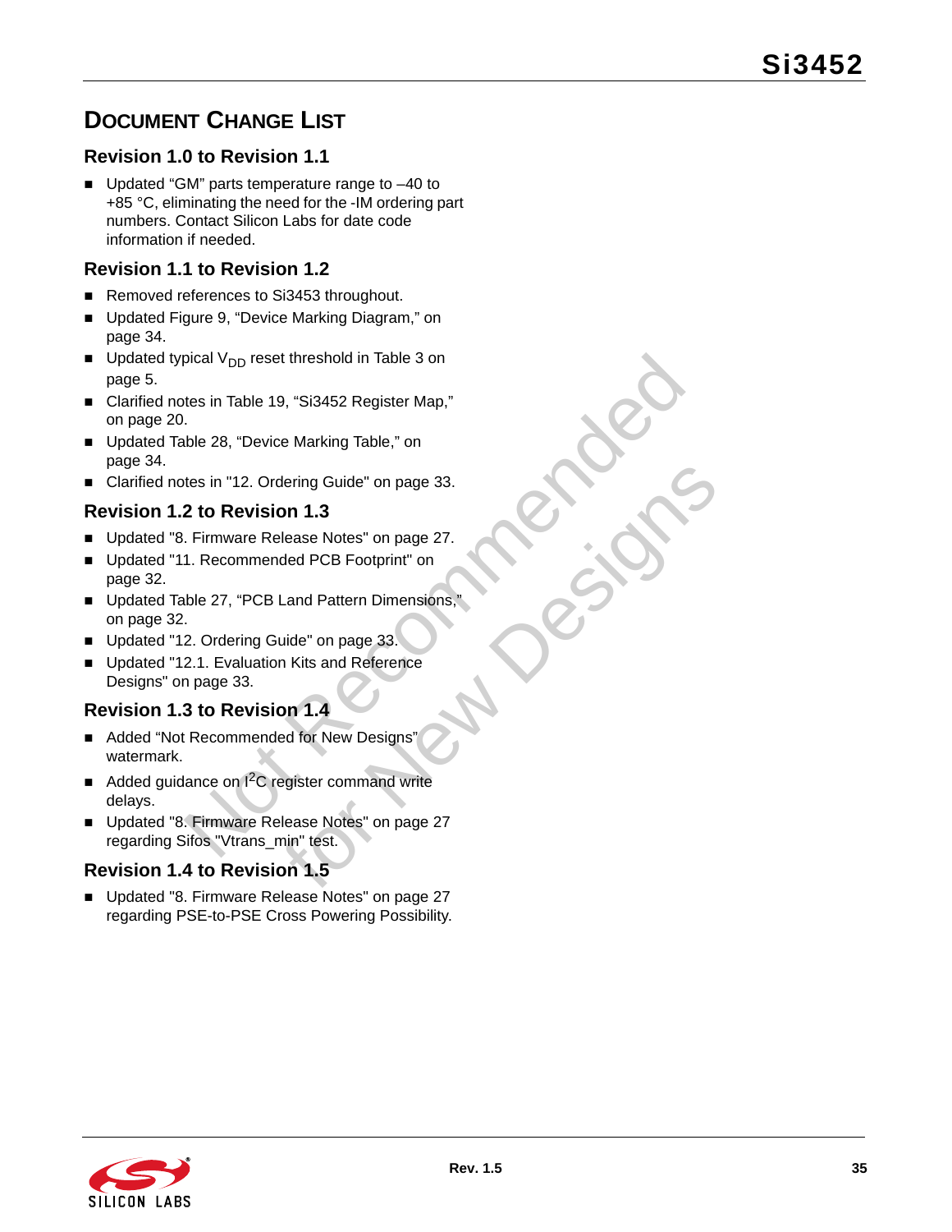# Document Change List

## Revision 1.0 to Revision 1.1

- Updated “GM” parts temperature range to –40 to +85 °C, eliminating the need for the -IM ordering part numbers. Contact Silicon Labs for date code information if needed.

## Revision 1.1 to Revision 1.2

- Removed references to Si3453 throughout.
- Updated Figure 9, “Device Marking Diagram,” on page 34.
- Updated typical $V_{DD}$ reset threshold in Table 3 on page 5.
- Clarified notes in Table 19, “Si3452 Register Map,” on page 20.
- Updated Table 28, “Device Marking Table,” on page 34.
- Clarified notes in "12. Ordering Guide" on page 33.

## Revision 1.2 to Revision 1.3

- Updated "8. Firmware Release Notes" on page 27.
- Updated "11. Recommended PCB Footprint" on page 32.
- Updated Table 27, “PCB Land Pattern Dimensions,” on page 32.
- Updated "12. Ordering Guide" on page 33.
- Updated "12.1. Evaluation Kits and Reference Designs" on page 33.

## Revision 1.3 to Revision 1.4

- Added “Not Recommended for New Designs” watermark.
- Added guidance on $I^2C$ register command write delays.
- Updated "8. Firmware Release Notes" on page 27 regarding Sifos "Vtrans_min" test.

## Revision 1.4 to Revision 1.5

- Updated "8. Firmware Release Notes" on page 27 regarding PSE-to-PSE Cross Powering Possibility.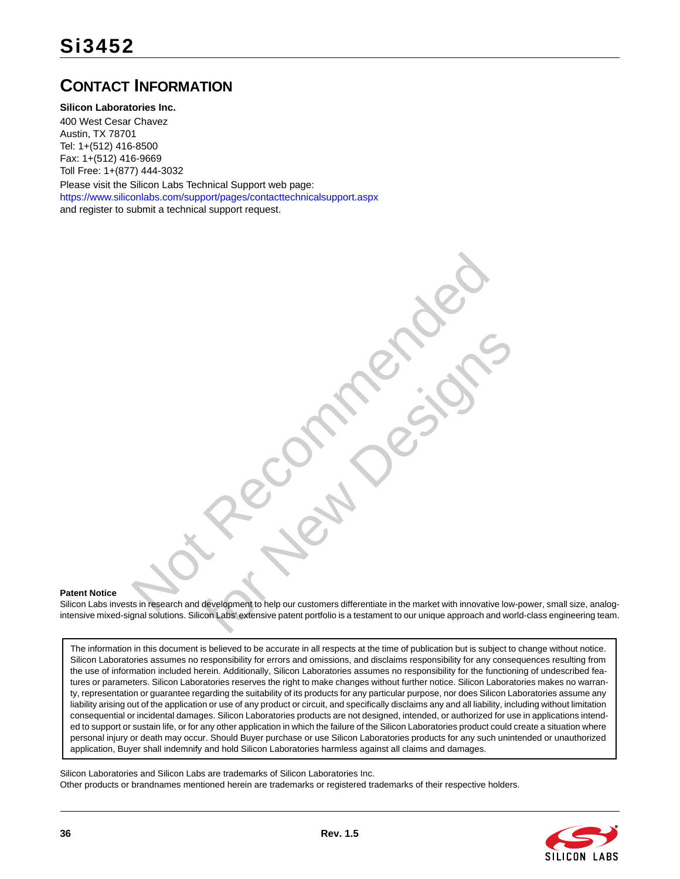# Contact Information

**Silicon Laboratories Inc.**

400 West Cesar Chavez
Austin, TX 78701
Tel: 1+(512) 416-8500
Fax: 1+(512) 416-9669
Toll Free: 1+(877) 444-3032

Please visit the Silicon Labs Technical Support web page:
https://www.siliconlabs.com/support/pages/contacttechnicalsupport.aspx
and register to submit a technical support request.

Not Recommended for New Designs

**Patent Notice**

Silicon Labs invests in research and development to help our customers differentiate in the market with innovative low-power, small size, analog-intensive mixed-signal solutions. Silicon Labs' extensive patent portfolio is a testament to our unique approach and world-class engineering team.

The information in this document is believed to be accurate in all respects at the time of publication but is subject to change without notice. Silicon Laboratories assumes no responsibility for errors and omissions, and disclaims responsibility for any consequences resulting from the use of information included herein. Additionally, Silicon Laboratories assumes no responsibility for the functioning of undescribed features or parameters. Silicon Laboratories reserves the right to make changes without further notice. Silicon Laboratories makes no warranty, representation or guarantee regarding the suitability of its products for any particular purpose, nor does Silicon Laboratories assume any liability arising out of the application or use of any product or circuit, and specifically disclaims any and all liability, including without limitation consequential or incidental damages. Silicon Laboratories products are not designed, intended, or authorized for use in applications intended to support or sustain life, or for any other application in which the failure of the Silicon Laboratories product could create a situation where personal injury or death may occur. Should Buyer purchase or use Silicon Laboratories products for any such unintended or unauthorized application, Buyer shall indemnify and hold Silicon Laboratories harmless against all claims and damages.

Silicon Laboratories and Silicon Labs are trademarks of Silicon Laboratories Inc.
Other products or brandnames mentioned herein are trademarks or registered trademarks of their respective holders.